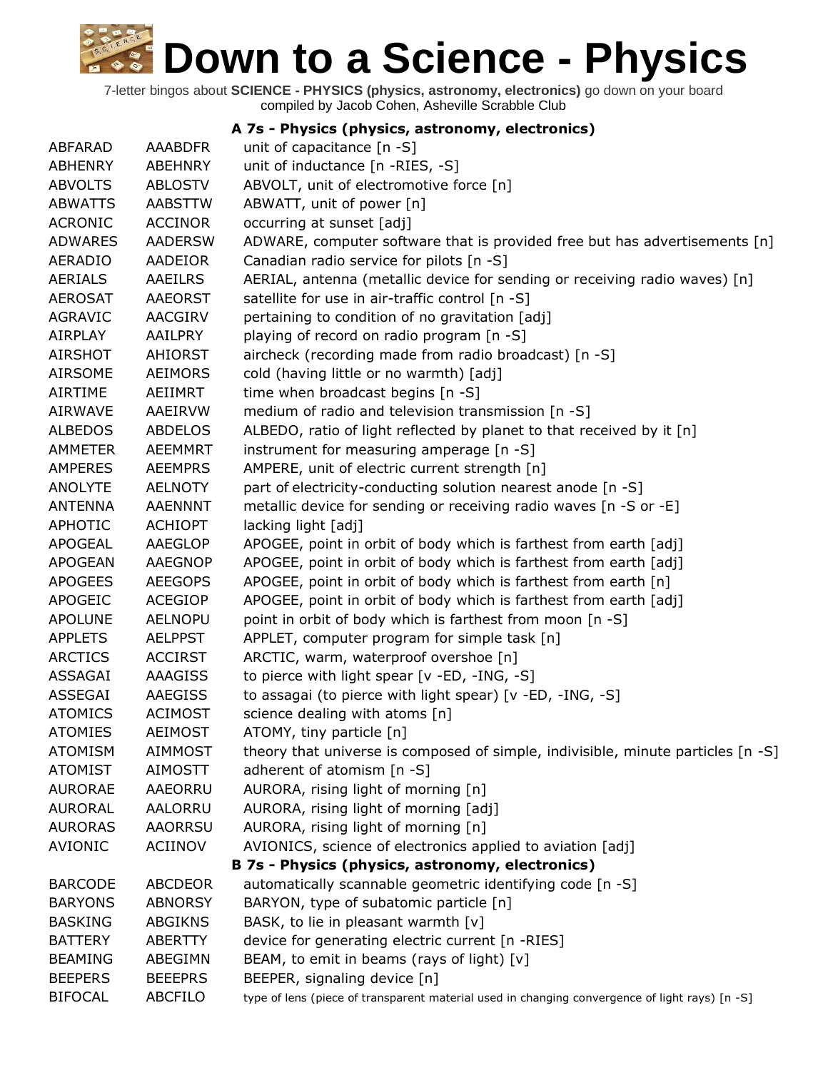# Down to a Science - Physics

7-letter bingos about **SCIENCE - PHYSICS (physics, astronomy, electronics)** go down on your board
compiled by Jacob Cohen, Asheville Scrabble Club

## A 7s - Physics (physics, astronomy, electronics)

| | | |
|---|---|---|
| ABFARAD | AAABDFR | unit of capacitance [n -S] |
| ABHENRY | ABEHNRY | unit of inductance [n -RIES, -S] |
| ABVOLTS | ABLOSTV | ABVOLT, unit of electromotive force [n] |
| ABWATTS | AABSTTW | ABWATT, unit of power [n] |
| ACRONIC | ACCINOR | occurring at sunset [adj] |
| ADWARES | AADERSW | ADWARE, computer software that is provided free but has advertisements [n] |
| AERADIO | AADEIOR | Canadian radio service for pilots [n -S] |
| AERIALS | AAEILRS | AERIAL, antenna (metallic device for sending or receiving radio waves) [n] |
| AEROSAT | AAEORST | satellite for use in air-traffic control [n -S] |
| AGRAVIC | AACGIRV | pertaining to condition of no gravitation [adj] |
| AIRPLAY | AAILPRY | playing of record on radio program [n -S] |
| AIRSHOT | AHIORST | aircheck (recording made from radio broadcast) [n -S] |
| AIRSOME | AEIMORS | cold (having little or no warmth) [adj] |
| AIRTIME | AEIIMRT | time when broadcast begins [n -S] |
| AIRWAVE | AAEIRVW | medium of radio and television transmission [n -S] |
| ALBEDOS | ABDELOS | ALBEDO, ratio of light reflected by planet to that received by it [n] |
| AMMETER | AEEMMRT | instrument for measuring amperage [n -S] |
| AMPERES | AEEMPRS | AMPERE, unit of electric current strength [n] |
| ANOLYTE | AELNOTY | part of electricity-conducting solution nearest anode [n -S] |
| ANTENNA | AAENNNT | metallic device for sending or receiving radio waves [n -S or -E] |
| APHOTIC | ACHIOPT | lacking light [adj] |
| APOGEAL | AAEGLOP | APOGEE, point in orbit of body which is farthest from earth [adj] |
| APOGEAN | AAEGNOP | APOGEE, point in orbit of body which is farthest from earth [adj] |
| APOGEES | AEEGOPS | APOGEE, point in orbit of body which is farthest from earth [n] |
| APOGEIC | ACEGIOP | APOGEE, point in orbit of body which is farthest from earth [adj] |
| APOLUNE | AELNOPU | point in orbit of body which is farthest from moon [n -S] |
| APPLETS | AELPPST | APPLET, computer program for simple task [n] |
| ARCTICS | ACCIRST | ARCTIC, warm, waterproof overshoe [n] |
| ASSAGAI | AAAGISS | to pierce with light spear [v -ED, -ING, -S] |
| ASSEGAI | AAEGISS | to assagai (to pierce with light spear) [v -ED, -ING, -S] |
| ATOMICS | ACIMOST | science dealing with atoms [n] |
| ATOMIES | AEIMOST | ATOMY, tiny particle [n] |
| ATOMISM | AIMMOST | theory that universe is composed of simple, indivisible, minute particles [n -S] |
| ATOMIST | AIMOSTT | adherent of atomism [n -S] |
| AURORAE | AAEORRU | AURORA, rising light of morning [n] |
| AURORAL | AALORRU | AURORA, rising light of morning [adj] |
| AURORAS | AAORRSU | AURORA, rising light of morning [n] |
| AVIONIC | ACIINOV | AVIONICS, science of electronics applied to aviation [adj] |

## B 7s - Physics (physics, astronomy, electronics)

| | | |
|---|---|---|
| BARCODE | ABCDEOR | automatically scannable geometric identifying code [n -S] |
| BARYONS | ABNORSY | BARYON, type of subatomic particle [n] |
| BASKING | ABGIKNS | BASK, to lie in pleasant warmth [v] |
| BATTERY | ABERTTY | device for generating electric current [n -RIES] |
| BEAMING | ABEGIMN | BEAM, to emit in beams (rays of light) [v] |
| BEEPERS | BEEEPRS | BEEPER, signaling device [n] |
| BIFOCAL | ABCFILO | type of lens (piece of transparent material used in changing convergence of light rays) [n -S] |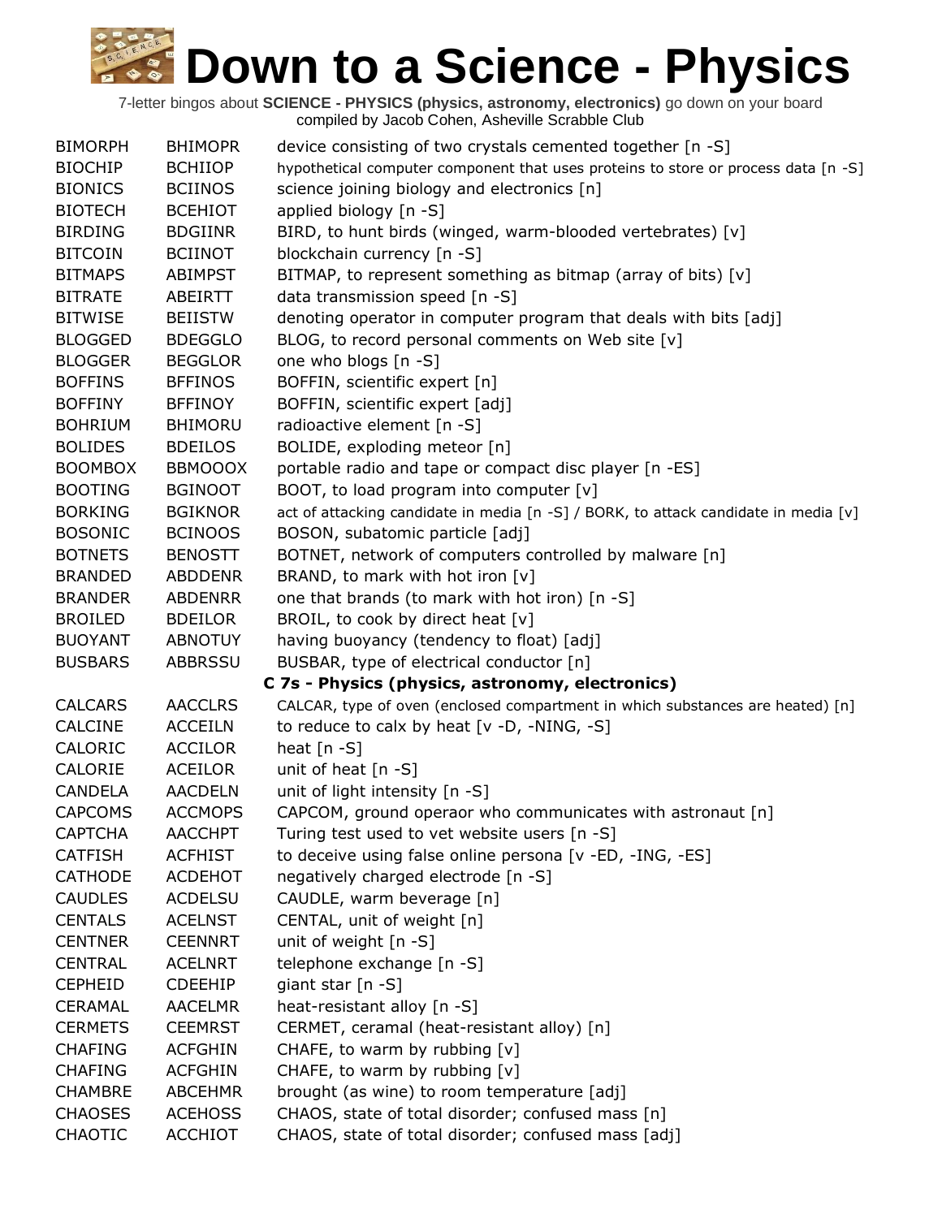# Down to a Science - Physics

7-letter bingos about **SCIENCE - PHYSICS (physics, astronomy, electronics)** go down on your board
compiled by Jacob Cohen, Asheville Scrabble Club

| | | |
|---|---|---|
| BIMORPH | BHIMOPR | device consisting of two crystals cemented together [n -S] |
| BIOCHIP | BCHIIOP | hypothetical computer component that uses proteins to store or process data [n -S] |
| BIONICS | BCIINOS | science joining biology and electronics [n] |
| BIOTECH | BCEHIOT | applied biology [n -S] |
| BIRDING | BDGIINR | BIRD, to hunt birds (winged, warm-blooded vertebrates) [v] |
| BITCOIN | BCIINOT | blockchain currency [n -S] |
| BITMAPS | ABIMPST | BITMAP, to represent something as bitmap (array of bits) [v] |
| BITRATE | ABEIRTT | data transmission speed [n -S] |
| BITWISE | BEIISTW | denoting operator in computer program that deals with bits [adj] |
| BLOGGED | BDEGGLO | BLOG, to record personal comments on Web site [v] |
| BLOGGER | BEGGLOR | one who blogs [n -S] |
| BOFFINS | BFFINOS | BOFFIN, scientific expert [n] |
| BOFFINY | BFFINOY | BOFFIN, scientific expert [adj] |
| BOHRIUM | BHIMORU | radioactive element [n -S] |
| BOLIDES | BDEILOS | BOLIDE, exploding meteor [n] |
| BOOMBOX | BBMOOOX | portable radio and tape or compact disc player [n -ES] |
| BOOTING | BGINOOT | BOOT, to load program into computer [v] |
| BORKING | BGIKNOR | act of attacking candidate in media [n -S] / BORK, to attack candidate in media [v] |
| BOSONIC | BCINOOS | BOSON, subatomic particle [adj] |
| BOTNETS | BENOSTT | BOTNET, network of computers controlled by malware [n] |
| BRANDED | ABDDENR | BRAND, to mark with hot iron [v] |
| BRANDER | ABDENRR | one that brands (to mark with hot iron) [n -S] |
| BROILED | BDEILOR | BROIL, to cook by direct heat [v] |
| BUOYANT | ABNOTUY | having buoyancy (tendency to float) [adj] |
| BUSBARS | ABBRSSU | BUSBAR, type of electrical conductor [n] |

## C 7s - Physics (physics, astronomy, electronics)

| | | |
|---|---|---|
| CALCARS | AACCLRS | CALCAR, type of oven (enclosed compartment in which substances are heated) [n] |
| CALCINE | ACCEILN | to reduce to calx by heat [v -D, -NING, -S] |
| CALORIC | ACCILOR | heat [n -S] |
| CALORIE | ACEILOR | unit of heat [n -S] |
| CANDELA | AACDELN | unit of light intensity [n -S] |
| CAPCOMS | ACCMOPS | CAPCOM, ground operaor who communicates with astronaut [n] |
| CAPTCHA | AACCHPT | Turing test used to vet website users [n -S] |
| CATFISH | ACFHIST | to deceive using false online persona [v -ED, -ING, -ES] |
| CATHODE | ACDEHOT | negatively charged electrode [n -S] |
| CAUDLES | ACDELSU | CAUDLE, warm beverage [n] |
| CENTALS | ACELNST | CENTAL, unit of weight [n] |
| CENTNER | CEENNRT | unit of weight [n -S] |
| CENTRAL | ACELNRT | telephone exchange [n -S] |
| CEPHEID | CDEEHIP | giant star [n -S] |
| CERAMAL | AACELMR | heat-resistant alloy [n -S] |
| CERMETS | CEEMRST | CERMET, ceramal (heat-resistant alloy) [n] |
| CHAFING | ACFGHIN | CHAFE, to warm by rubbing [v] |
| CHAFING | ACFGHIN | CHAFE, to warm by rubbing [v] |
| CHAMBRE | ABCEHMR | brought (as wine) to room temperature [adj] |
| CHAOSES | ACEHOSS | CHAOS, state of total disorder; confused mass [n] |
| CHAOTIC | ACCHIOT | CHAOS, state of total disorder; confused mass [adj] |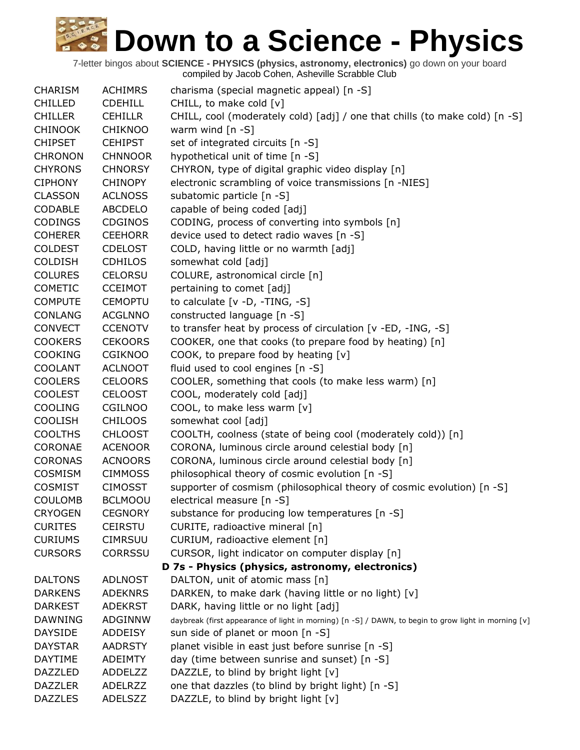# Down to a Science - Physics

7-letter bingos about **SCIENCE - PHYSICS (physics, astronomy, electronics)** go down on your board
compiled by Jacob Cohen, Asheville Scrabble Club

| | | |
|---|---|---|
| CHARISM | ACHIMRS | charisma (special magnetic appeal) [n -S] |
| CHILLED | CDEHILL | CHILL, to make cold [v] |
| CHILLER | CEHILLR | CHILL, cool (moderately cold) [adj] / one that chills (to make cold) [n -S] |
| CHINOOK | CHIKNOO | warm wind [n -S] |
| CHIPSET | CEHIPST | set of integrated circuits [n -S] |
| CHRONON | CHNNOOR | hypothetical unit of time [n -S] |
| CHYRONS | CHNORSY | CHYRON, type of digital graphic video display [n] |
| CIPHONY | CHINOPY | electronic scrambling of voice transmissions [n -NIES] |
| CLASSON | ACLNOSS | subatomic particle [n -S] |
| CODABLE | ABCDELO | capable of being coded [adj] |
| CODINGS | CDGINOS | CODING, process of converting into symbols [n] |
| COHERER | CEEHORR | device used to detect radio waves [n -S] |
| COLDEST | CDELOST | COLD, having little or no warmth [adj] |
| COLDISH | CDHILOS | somewhat cold [adj] |
| COLURES | CELORSU | COLURE, astronomical circle [n] |
| COMETIC | CCEIMOT | pertaining to comet [adj] |
| COMPUTE | CEMOPTU | to calculate [v -D, -TING, -S] |
| CONLANG | ACGLNNO | constructed language [n -S] |
| CONVECT | CCENOTV | to transfer heat by process of circulation [v -ED, -ING, -S] |
| COOKERS | CEKOORS | COOKER, one that cooks (to prepare food by heating) [n] |
| COOKING | CGIKNOO | COOK, to prepare food by heating [v] |
| COOLANT | ACLNOOT | fluid used to cool engines [n -S] |
| COOLERS | CELOORS | COOLER, something that cools (to make less warm) [n] |
| COOLEST | CELOOST | COOL, moderately cold [adj] |
| COOLING | CGILNOO | COOL, to make less warm [v] |
| COOLISH | CHILOOS | somewhat cool [adj] |
| COOLTHS | CHLOOST | COOLTH, coolness (state of being cool (moderately cold)) [n] |
| CORONAE | ACENOOR | CORONA, luminous circle around celestial body [n] |
| CORONAS | ACNOORS | CORONA, luminous circle around celestial body [n] |
| COSMISM | CIMMOSS | philosophical theory of cosmic evolution [n -S] |
| COSMIST | CIMOSST | supporter of cosmism (philosophical theory of cosmic evolution) [n -S] |
| COULOMB | BCLMOOU | electrical measure [n -S] |
| CRYOGEN | CEGNORY | substance for producing low temperatures [n -S] |
| CURITES | CEIRSTU | CURITE, radioactive mineral [n] |
| CURIUMS | CIMRSUU | CURIUM, radioactive element [n] |
| CURSORS | CORRSSU | CURSOR, light indicator on computer display [n] |

**D 7s - Physics (physics, astronomy, electronics)**

| | | |
|---|---|---|
| DALTONS | ADLNOST | DALTON, unit of atomic mass [n] |
| DARKENS | ADEKNRS | DARKEN, to make dark (having little or no light) [v] |
| DARKEST | ADEKRST | DARK, having little or no light [adj] |
| DAWNING | ADGINNW | daybreak (first appearance of light in morning) [n -S] / DAWN, to begin to grow light in morning [v] |
| DAYSIDE | ADDEISY | sun side of planet or moon [n -S] |
| DAYSTAR | AADRSTY | planet visible in east just before sunrise [n -S] |
| DAYTIME | ADEIMTY | day (time between sunrise and sunset) [n -S] |
| DAZZLED | ADDELZZ | DAZZLE, to blind by bright light [v] |
| DAZZLER | ADELRZZ | one that dazzles (to blind by bright light) [n -S] |
| DAZZLES | ADELSZZ | DAZZLE, to blind by bright light [v] |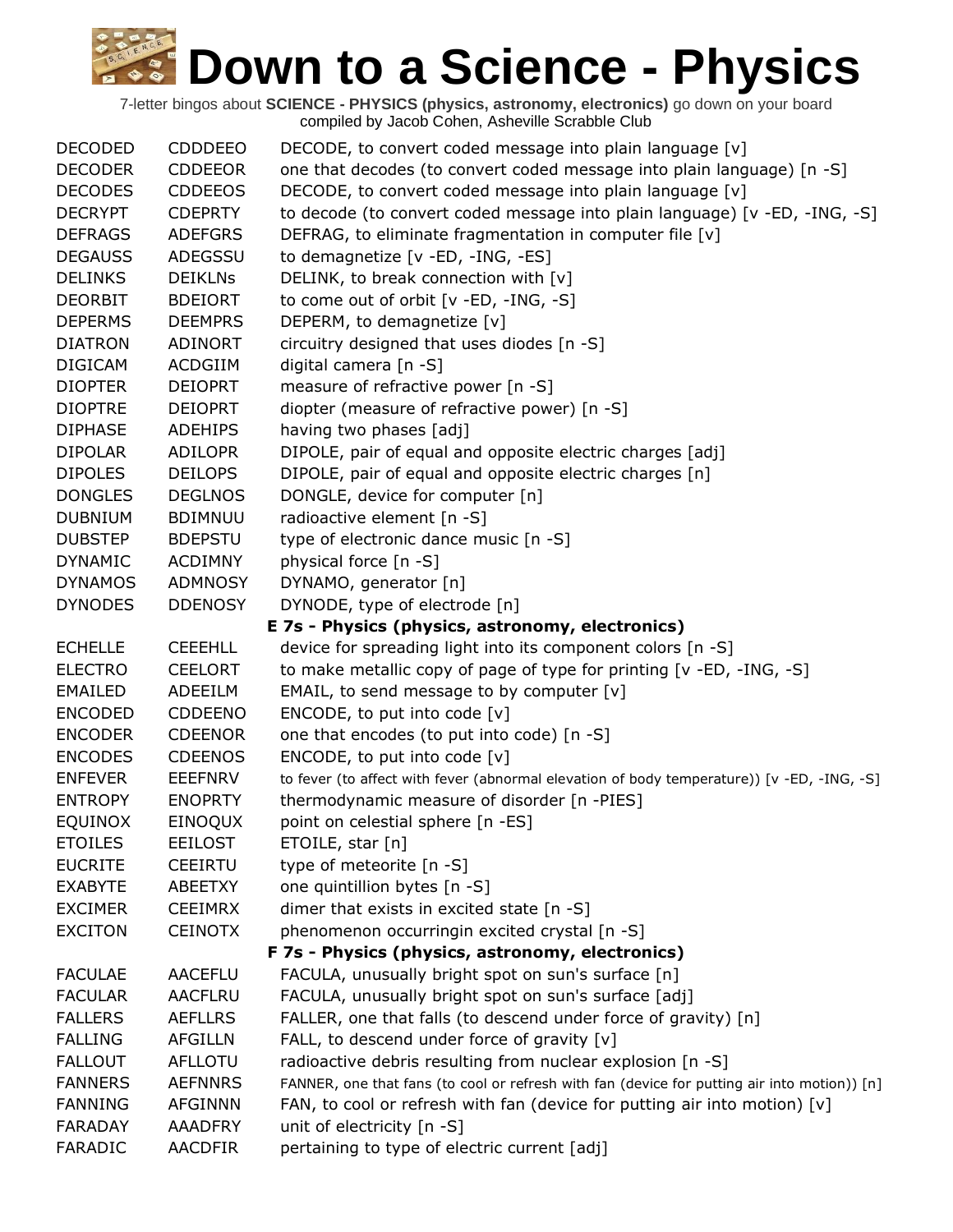# Down to a Science - Physics

7-letter bingos about **SCIENCE - PHYSICS (physics, astronomy, electronics)** go down on your board
compiled by Jacob Cohen, Asheville Scrabble Club

| | | |
|---|---|---|
| DECODED | CDDDEEO | DECODE, to convert coded message into plain language [v] |
| DECODER | CDDEEOR | one that decodes (to convert coded message into plain language) [n -S] |
| DECODES | CDDEEOS | DECODE, to convert coded message into plain language [v] |
| DECRYPT | CDEPRTY | to decode (to convert coded message into plain language) [v -ED, -ING, -S] |
| DEFRAGS | ADEFGRS | DEFRAG, to eliminate fragmentation in computer file [v] |
| DEGAUSS | ADEGSSU | to demagnetize [v -ED, -ING, -ES] |
| DELINKS | DEIKLNs | DELINK, to break connection with [v] |
| DEORBIT | BDEIORT | to come out of orbit [v -ED, -ING, -S] |
| DEPERMS | DEEMPRS | DEPERM, to demagnetize [v] |
| DIATRON | ADINORT | circuitry designed that uses diodes [n -S] |
| DIGICAM | ACDGIIM | digital camera [n -S] |
| DIOPTER | DEIOPRT | measure of refractive power [n -S] |
| DIOPTRE | DEIOPRT | diopter (measure of refractive power) [n -S] |
| DIPHASE | ADEHIPS | having two phases [adj] |
| DIPOLAR | ADILOPR | DIPOLE, pair of equal and opposite electric charges [adj] |
| DIPOLES | DEILOPS | DIPOLE, pair of equal and opposite electric charges [n] |
| DONGLES | DEGLNOS | DONGLE, device for computer [n] |
| DUBNIUM | BDIMNUU | radioactive element [n -S] |
| DUBSTEP | BDEPSTU | type of electronic dance music [n -S] |
| DYNAMIC | ACDIMNY | physical force [n -S] |
| DYNAMOS | ADMNOSY | DYNAMO, generator [n] |
| DYNODES | DDENOSY | DYNODE, type of electrode [n] |
| | | **E 7s - Physics (physics, astronomy, electronics)** |
| ECHELLE | CEEEHLL | device for spreading light into its component colors [n -S] |
| ELECTRO | CEELORT | to make metallic copy of page of type for printing [v -ED, -ING, -S] |
| EMAILED | ADEEILM | EMAIL, to send message to by computer [v] |
| ENCODED | CDDEENO | ENCODE, to put into code [v] |
| ENCODER | CDEENOR | one that encodes (to put into code) [n -S] |
| ENCODES | CDEENOS | ENCODE, to put into code [v] |
| ENFEVER | EEEFNRV | to fever (to affect with fever (abnormal elevation of body temperature)) [v -ED, -ING, -S] |
| ENTROPY | ENOPRTY | thermodynamic measure of disorder [n -PIES] |
| EQUINOX | EINOQUX | point on celestial sphere [n -ES] |
| ETOILES | EEILOST | ETOILE, star [n] |
| EUCRITE | CEEIRTU | type of meteorite [n -S] |
| EXABYTE | ABEETXY | one quintillion bytes [n -S] |
| EXCIMER | CEEIMRX | dimer that exists in excited state [n -S] |
| EXCITON | CEINOTX | phenomenon occurringin excited crystal [n -S] |
| | | **F 7s - Physics (physics, astronomy, electronics)** |
| FACULAE | AACEFLU | FACULA, unusually bright spot on sun's surface [n] |
| FACULAR | AACFLRU | FACULA, unusually bright spot on sun's surface [adj] |
| FALLERS | AEFLLRS | FALLER, one that falls (to descend under force of gravity) [n] |
| FALLING | AFGILLN | FALL, to descend under force of gravity [v] |
| FALLOUT | AFLLOTU | radioactive debris resulting from nuclear explosion [n -S] |
| FANNERS | AEFNNRS | FANNER, one that fans (to cool or refresh with fan (device for putting air into motion)) [n] |
| FANNING | AFGINNN | FAN, to cool or refresh with fan (device for putting air into motion) [v] |
| FARADAY | AAADFRY | unit of electricity [n -S] |
| FARADIC | AACDFIR | pertaining to type of electric current [adj] |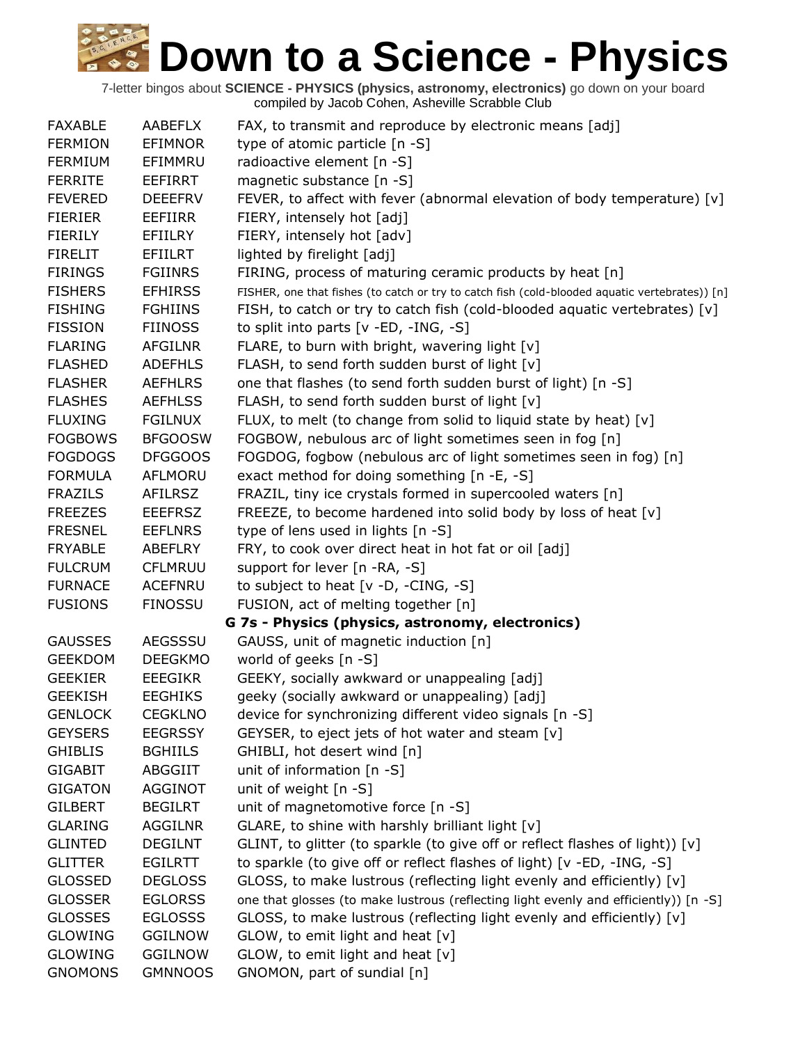# Down to a Science - Physics

7-letter bingos about **SCIENCE - PHYSICS (physics, astronomy, electronics)** go down on your board
compiled by Jacob Cohen, Asheville Scrabble Club

| | | |
|---|---|---|
| FAXABLE | AABEFLX | FAX, to transmit and reproduce by electronic means [adj] |
| FERMION | EFIMNOR | type of atomic particle [n -S] |
| FERMIUM | EFIMMRU | radioactive element [n -S] |
| FERRITE | EEFIRRT | magnetic substance [n -S] |
| FEVERED | DEEEFRV | FEVER, to affect with fever (abnormal elevation of body temperature) [v] |
| FIERIER | EEFIIRR | FIERY, intensely hot [adj] |
| FIERILY | EFIILRY | FIERY, intensely hot [adv] |
| FIRELIT | EFIILRT | lighted by firelight [adj] |
| FIRINGS | FGIINRS | FIRING, process of maturing ceramic products by heat [n] |
| FISHERS | EFHIRSS | FISHER, one that fishes (to catch or try to catch fish (cold-blooded aquatic vertebrates)) [n] |
| FISHING | FGHIINS | FISH, to catch or try to catch fish (cold-blooded aquatic vertebrates) [v] |
| FISSION | FIINOSS | to split into parts [v -ED, -ING, -S] |
| FLARING | AFGILNR | FLARE, to burn with bright, wavering light [v] |
| FLASHED | ADEFHLS | FLASH, to send forth sudden burst of light [v] |
| FLASHER | AEFHLRS | one that flashes (to send forth sudden burst of light) [n -S] |
| FLASHES | AEFHLSS | FLASH, to send forth sudden burst of light [v] |
| FLUXING | FGILNUX | FLUX, to melt (to change from solid to liquid state by heat) [v] |
| FOGBOWS | BFGOOSW | FOGBOW, nebulous arc of light sometimes seen in fog [n] |
| FOGDOGS | DFGGOOS | FOGDOG, fogbow (nebulous arc of light sometimes seen in fog) [n] |
| FORMULA | AFLMORU | exact method for doing something [n -E, -S] |
| FRAZILS | AFILRSZ | FRAZIL, tiny ice crystals formed in supercooled waters [n] |
| FREEZES | EEEFRSZ | FREEZE, to become hardened into solid body by loss of heat [v] |
| FRESNEL | EEFLNRS | type of lens used in lights [n -S] |
| FRYABLE | ABEFLRY | FRY, to cook over direct heat in hot fat or oil [adj] |
| FULCRUM | CFLMRUU | support for lever [n -RA, -S] |
| FURNACE | ACEFNRU | to subject to heat [v -D, -CING, -S] |
| FUSIONS | FINOSSU | FUSION, act of melting together [n] |

## G 7s - Physics (physics, astronomy, electronics)

| | | |
|---|---|---|
| GAUSSES | AEGSSSU | GAUSS, unit of magnetic induction [n] |
| GEEKDOM | DEEGKMO | world of geeks [n -S] |
| GEEKIER | EEEGIKR | GEEKY, socially awkward or unappealing [adj] |
| GEEKISH | EEGHIKS | geeky (socially awkward or unappealing) [adj] |
| GENLOCK | CEGKLNO | device for synchronizing different video signals [n -S] |
| GEYSERS | EEGRSSY | GEYSER, to eject jets of hot water and steam [v] |
| GHIBLIS | BGHIILS | GHIBLI, hot desert wind [n] |
| GIGABIT | ABGGIIT | unit of information [n -S] |
| GIGATON | AGGINOT | unit of weight [n -S] |
| GILBERT | BEGILRT | unit of magnetomotive force [n -S] |
| GLARING | AGGILNR | GLARE, to shine with harshly brilliant light [v] |
| GLINTED | DEGILNT | GLINT, to glitter (to sparkle (to give off or reflect flashes of light)) [v] |
| GLITTER | EGILRTT | to sparkle (to give off or reflect flashes of light) [v -ED, -ING, -S] |
| GLOSSED | DEGLOSS | GLOSS, to make lustrous (reflecting light evenly and efficiently) [v] |
| GLOSSER | EGLORSS | one that glosses (to make lustrous (reflecting light evenly and efficiently)) [n -S] |
| GLOSSES | EGLOSSS | GLOSS, to make lustrous (reflecting light evenly and efficiently) [v] |
| GLOWING | GGILNOW | GLOW, to emit light and heat [v] |
| GLOWING | GGILNOW | GLOW, to emit light and heat [v] |
| GNOMONS | GMNNOOS | GNOMON, part of sundial [n] |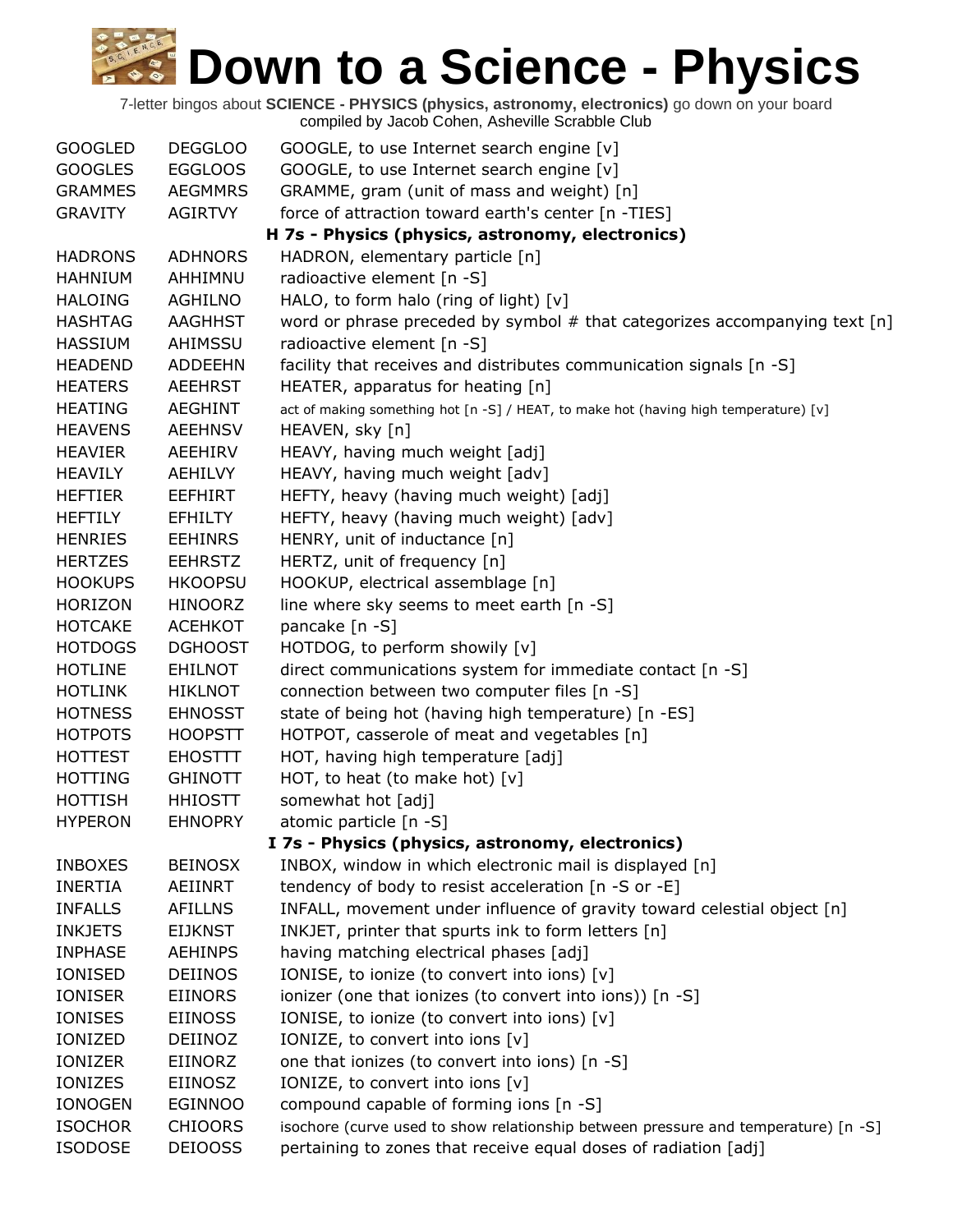# Down to a Science - Physics

7-letter bingos about **SCIENCE - PHYSICS (physics, astronomy, electronics)** go down on your board
compiled by Jacob Cohen, Asheville Scrabble Club

| | | |
|---|---|---|
| GOOGLED | DEGGLOO | GOOGLE, to use Internet search engine [v] |
| GOOGLES | EGGLOOS | GOOGLE, to use Internet search engine [v] |
| GRAMMES | AEGMMRS | GRAMME, gram (unit of mass and weight) [n] |
| GRAVITY | AGIRTVY | force of attraction toward earth's center [n -TIES] |
| | | **H 7s - Physics (physics, astronomy, electronics)** |
| HADRONS | ADHNORS | HADRON, elementary particle [n] |
| HAHNIUM | AHHIMNU | radioactive element [n -S] |
| HALOING | AGHILNO | HALO, to form halo (ring of light) [v] |
| HASHTAG | AAGHHST | word or phrase preceded by symbol # that categorizes accompanying text [n] |
| HASSIUM | AHIMSSU | radioactive element [n -S] |
| HEADEND | ADDEEHN | facility that receives and distributes communication signals [n -S] |
| HEATERS | AEEHRST | HEATER, apparatus for heating [n] |
| HEATING | AEGHINT | act of making something hot [n -S] / HEAT, to make hot (having high temperature) [v] |
| HEAVENS | AEEHNSV | HEAVEN, sky [n] |
| HEAVIER | AEEHIRV | HEAVY, having much weight [adj] |
| HEAVILY | AEHILVY | HEAVY, having much weight [adv] |
| HEFTIER | EEFHIRT | HEFTY, heavy (having much weight) [adj] |
| HEFTILY | EFHILTY | HEFTY, heavy (having much weight) [adv] |
| HENRIES | EEHINRS | HENRY, unit of inductance [n] |
| HERTZES | EEHRSTZ | HERTZ, unit of frequency [n] |
| HOOKUPS | HKOOPSU | HOOKUP, electrical assemblage [n] |
| HORIZON | HINOORZ | line where sky seems to meet earth [n -S] |
| HOTCAKE | ACEHKOT | pancake [n -S] |
| HOTDOGS | DGHOOST | HOTDOG, to perform showily [v] |
| HOTLINE | EHILNOT | direct communications system for immediate contact [n -S] |
| HOTLINK | HIKLNOT | connection between two computer files [n -S] |
| HOTNESS | EHNOSST | state of being hot (having high temperature) [n -ES] |
| HOTPOTS | HOOPSTT | HOTPOT, casserole of meat and vegetables [n] |
| HOTTEST | EHOSTTT | HOT, having high temperature [adj] |
| HOTTING | GHINOTT | HOT, to heat (to make hot) [v] |
| HOTTISH | HHIOSTT | somewhat hot [adj] |
| HYPERON | EHNOPRY | atomic particle [n -S] |
| | | **I 7s - Physics (physics, astronomy, electronics)** |
| INBOXES | BEINOSX | INBOX, window in which electronic mail is displayed [n] |
| INERTIA | AEIINRT | tendency of body to resist acceleration [n -S or -E] |
| INFALLS | AFILLNS | INFALL, movement under influence of gravity toward celestial object [n] |
| INKJETS | EIJKNST | INKJET, printer that spurts ink to form letters [n] |
| INPHASE | AEHINPS | having matching electrical phases [adj] |
| IONISED | DEIINOS | IONISE, to ionize (to convert into ions) [v] |
| IONISER | EIINORS | ionizer (one that ionizes (to convert into ions)) [n -S] |
| IONISES | EIINOSS | IONISE, to ionize (to convert into ions) [v] |
| IONIZED | DEIINOZ | IONIZE, to convert into ions [v] |
| IONIZER | EIINORZ | one that ionizes (to convert into ions) [n -S] |
| IONIZES | EIINOSZ | IONIZE, to convert into ions [v] |
| IONOGEN | EGINNOO | compound capable of forming ions [n -S] |
| ISOCHOR | CHIOORS | isochore (curve used to show relationship between pressure and temperature) [n -S] |
| ISODOSE | DEIOOSS | pertaining to zones that receive equal doses of radiation [adj] |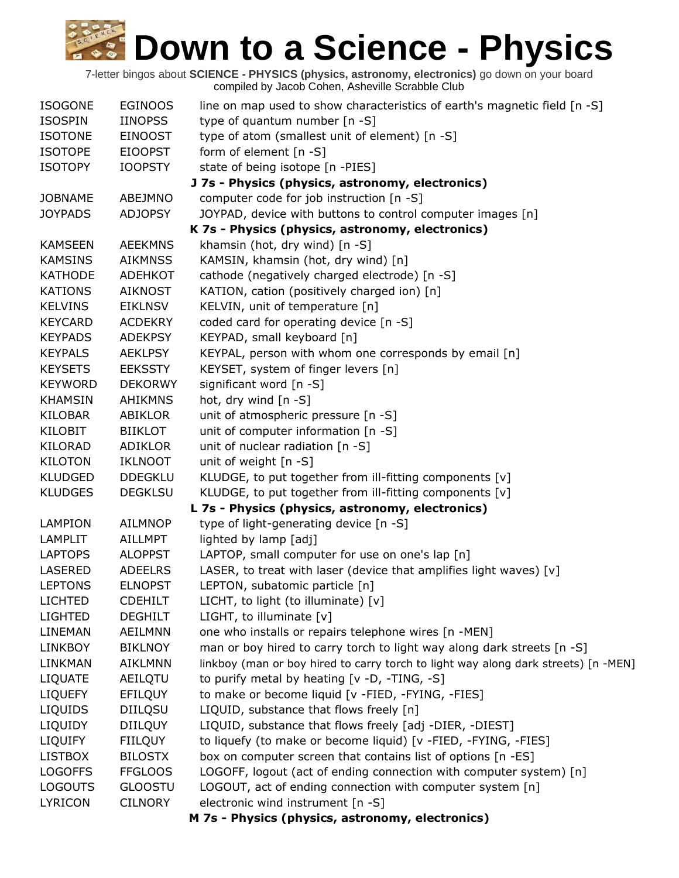# Down to a Science - Physics

7-letter bingos about **SCIENCE - PHYSICS (physics, astronomy, electronics)** go down on your board
compiled by Jacob Cohen, Asheville Scrabble Club

| | | |
|---|---|---|
| ISOGONE | EGINOOS | line on map used to show characteristics of earth's magnetic field [n -S] |
| ISOSPIN | IINOPSS | type of quantum number [n -S] |
| ISOTONE | EINOOST | type of atom (smallest unit of element) [n -S] |
| ISOTOPE | EIOOPST | form of element [n -S] |
| ISOTOPY | IOOPSTY | state of being isotope [n -PIES] |
| | | **J 7s - Physics (physics, astronomy, electronics)** |
| JOBNAME | ABEJMNO | computer code for job instruction [n -S] |
| JOYPADS | ADJOPSY | JOYPAD, device with buttons to control computer images [n] |
| | | **K 7s - Physics (physics, astronomy, electronics)** |
| KAMSEEN | AEEKMNS | khamsin (hot, dry wind) [n -S] |
| KAMSINS | AIKMNSS | KAMSIN, khamsin (hot, dry wind) [n] |
| KATHODE | ADEHKOT | cathode (negatively charged electrode) [n -S] |
| KATIONS | AIKNOST | KATION, cation (positively charged ion) [n] |
| KELVINS | EIKLNSV | KELVIN, unit of temperature [n] |
| KEYCARD | ACDEKRY | coded card for operating device [n -S] |
| KEYPADS | ADEKPSY | KEYPAD, small keyboard [n] |
| KEYPALS | AEKLPSY | KEYPAL, person with whom one corresponds by email [n] |
| KEYSETS | EEKSSTY | KEYSET, system of finger levers [n] |
| KEYWORD | DEKORWY | significant word [n -S] |
| KHAMSIN | AHIKMNS | hot, dry wind [n -S] |
| KILOBAR | ABIKLOR | unit of atmospheric pressure [n -S] |
| KILOBIT | BIIKLOT | unit of computer information [n -S] |
| KILORAD | ADIKLOR | unit of nuclear radiation [n -S] |
| KILOTON | IKLNOOT | unit of weight [n -S] |
| KLUDGED | DDEGKLU | KLUDGE, to put together from ill-fitting components [v] |
| KLUDGES | DEGKLSU | KLUDGE, to put together from ill-fitting components [v] |
| | | **L 7s - Physics (physics, astronomy, electronics)** |
| LAMPION | AILMNOP | type of light-generating device [n -S] |
| LAMPLIT | AILLMPT | lighted by lamp [adj] |
| LAPTOPS | ALOPPST | LAPTOP, small computer for use on one's lap [n] |
| LASERED | ADEELRS | LASER, to treat with laser (device that amplifies light waves) [v] |
| LEPTONS | ELNOPST | LEPTON, subatomic particle [n] |
| LICHTED | CDEHILT | LICHT, to light (to illuminate) [v] |
| LIGHTED | DEGHILT | LIGHT, to illuminate [v] |
| LINEMAN | AEILMNN | one who installs or repairs telephone wires [n -MEN] |
| LINKBOY | BIKLNOY | man or boy hired to carry torch to light way along dark streets [n -S] |
| LINKMAN | AIKLMNN | linkboy (man or boy hired to carry torch to light way along dark streets) [n -MEN] |
| LIQUATE | AEILQTU | to purify metal by heating [v -D, -TING, -S] |
| LIQUEFY | EFILQUY | to make or become liquid [v -FIED, -FYING, -FIES] |
| LIQUIDS | DIILQSU | LIQUID, substance that flows freely [n] |
| LIQUIDY | DIILQUY | LIQUID, substance that flows freely [adj -DIER, -DIEST] |
| LIQUIFY | FIILQUY | to liquefy (to make or become liquid) [v -FIED, -FYING, -FIES] |
| LISTBOX | BILOSTX | box on computer screen that contains list of options [n -ES] |
| LOGOFFS | FFGLOOS | LOGOFF, logout (act of ending connection with computer system) [n] |
| LOGOUTS | GLOOSTU | LOGOUT, act of ending connection with computer system [n] |
| LYRICON | CILNORY | electronic wind instrument [n -S] |
| | | **M 7s - Physics (physics, astronomy, electronics)** |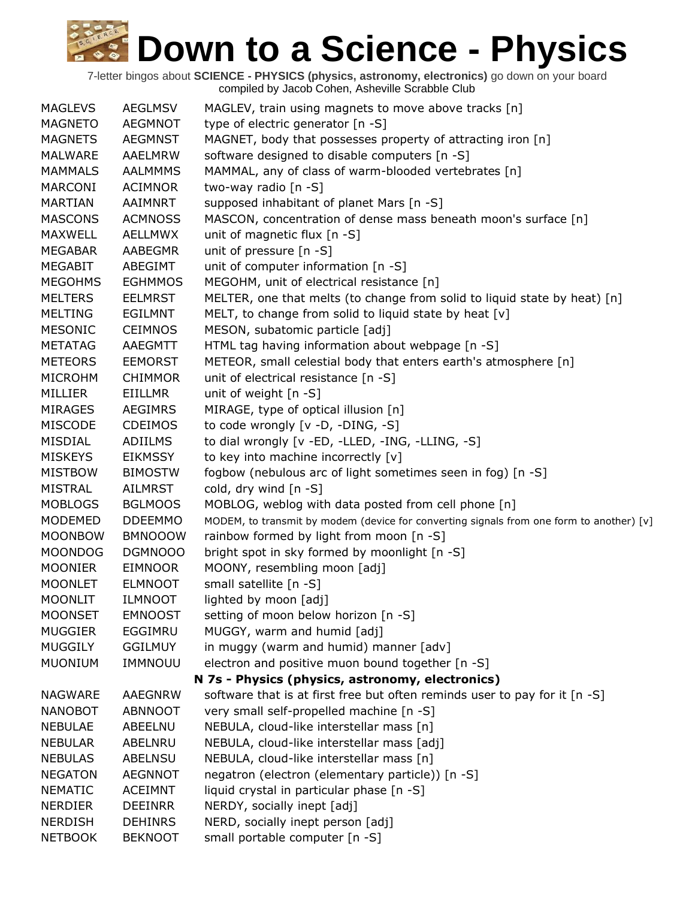# Down to a Science - Physics

7-letter bingos about **SCIENCE - PHYSICS (physics, astronomy, electronics)** go down on your board
compiled by Jacob Cohen, Asheville Scrabble Club

| | | |
|---|---|---|
| MAGLEVS | AEGLMSV | MAGLEV, train using magnets to move above tracks [n] |
| MAGNETO | AEGMNOT | type of electric generator [n -S] |
| MAGNETS | AEGMNST | MAGNET, body that possesses property of attracting iron [n] |
| MALWARE | AAELMRW | software designed to disable computers [n -S] |
| MAMMALS | AALMMMS | MAMMAL, any of class of warm-blooded vertebrates [n] |
| MARCONI | ACIMNOR | two-way radio [n -S] |
| MARTIAN | AAIMNRT | supposed inhabitant of planet Mars [n -S] |
| MASCONS | ACMNOSS | MASCON, concentration of dense mass beneath moon's surface [n] |
| MAXWELL | AELLMWX | unit of magnetic flux [n -S] |
| MEGABAR | AABEGMR | unit of pressure [n -S] |
| MEGABIT | ABEGIMT | unit of computer information [n -S] |
| MEGOHMS | EGHMMOS | MEGOHM, unit of electrical resistance [n] |
| MELTERS | EELMRST | MELTER, one that melts (to change from solid to liquid state by heat) [n] |
| MELTING | EGILMNT | MELT, to change from solid to liquid state by heat [v] |
| MESONIC | CEIMNOS | MESON, subatomic particle [adj] |
| METATAG | AAEGMTT | HTML tag having information about webpage [n -S] |
| METEORS | EEMORST | METEOR, small celestial body that enters earth's atmosphere [n] |
| MICROHM | CHIMMOR | unit of electrical resistance [n -S] |
| MILLIER | EIILLMR | unit of weight [n -S] |
| MIRAGES | AEGIMRS | MIRAGE, type of optical illusion [n] |
| MISCODE | CDEIMOS | to code wrongly [v -D, -DING, -S] |
| MISDIAL | ADIILMS | to dial wrongly [v -ED, -LLED, -ING, -LLING, -S] |
| MISKEYS | EIKMSSY | to key into machine incorrectly [v] |
| MISTBOW | BIMOSTW | fogbow (nebulous arc of light sometimes seen in fog) [n -S] |
| MISTRAL | AILMRST | cold, dry wind [n -S] |
| MOBLOGS | BGLMOOS | MOBLOG, weblog with data posted from cell phone [n] |
| MODEMED | DDEEMMO | MODEM, to transmit by modem (device for converting signals from one form to another) [v] |
| MOONBOW | BMNOOOW | rainbow formed by light from moon [n -S] |
| MOONDOG | DGMNOOO | bright spot in sky formed by moonlight [n -S] |
| MOONIER | EIMNOOR | MOONY, resembling moon [adj] |
| MOONLET | ELMNOOT | small satellite [n -S] |
| MOONLIT | ILMNOOT | lighted by moon [adj] |
| MOONSET | EMNOOST | setting of moon below horizon [n -S] |
| MUGGIER | EGGIMRU | MUGGY, warm and humid [adj] |
| MUGGILY | GGILMUY | in muggy (warm and humid) manner [adv] |
| MUONIUM | IMMNOUU | electron and positive muon bound together [n -S] |
| | | **N 7s - Physics (physics, astronomy, electronics)** |
| NAGWARE | AAEGNRW | software that is at first free but often reminds user to pay for it [n -S] |
| NANOBOT | ABNNOOT | very small self-propelled machine [n -S] |
| NEBULAE | ABEELNU | NEBULA, cloud-like interstellar mass [n] |
| NEBULAR | ABELNRU | NEBULA, cloud-like interstellar mass [adj] |
| NEBULAS | ABELNSU | NEBULA, cloud-like interstellar mass [n] |
| NEGATON | AEGNNOT | negatron (electron (elementary particle)) [n -S] |
| NEMATIC | ACEIMNT | liquid crystal in particular phase [n -S] |
| NERDIER | DEEINRR | NERDY, socially inept [adj] |
| NERDISH | DEHINRS | NERD, socially inept person [adj] |
| NETBOOK | BEKNOOT | small portable computer [n -S] |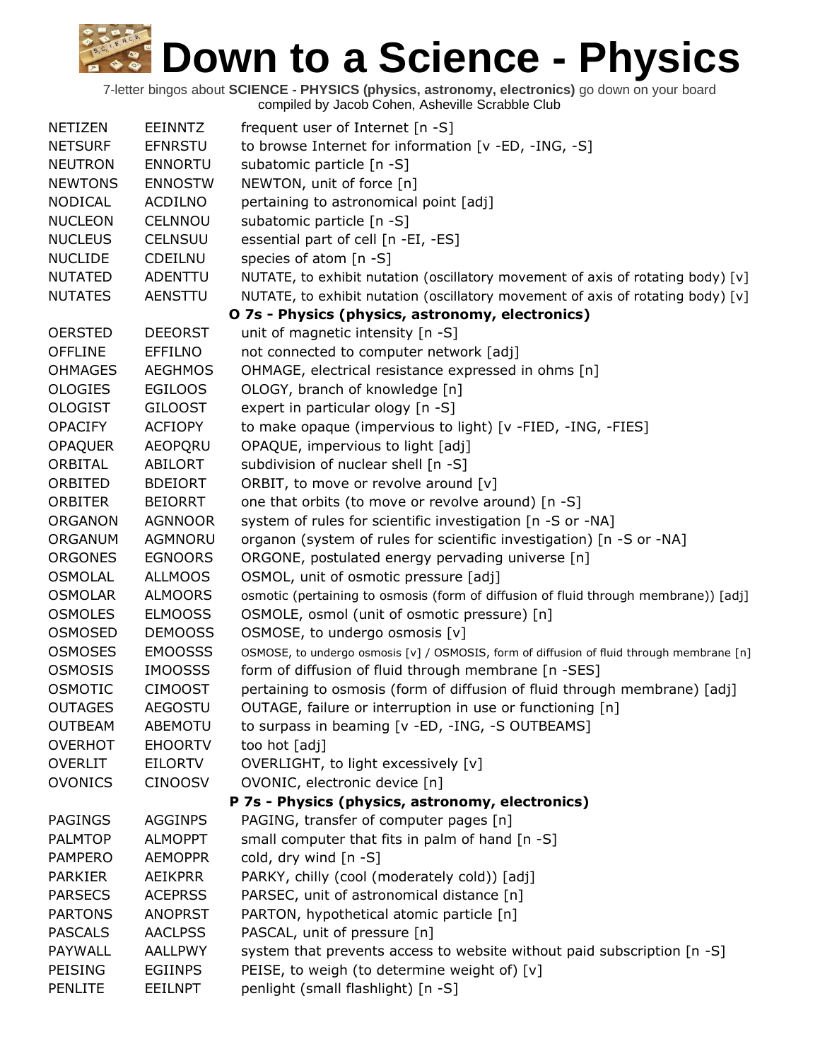# Down to a Science - Physics

7-letter bingos about **SCIENCE - PHYSICS (physics, astronomy, electronics)** go down on your board
compiled by Jacob Cohen, Asheville Scrabble Club

| | | |
|---|---|---|
| NETIZEN | EEINNTZ | frequent user of Internet [n -S] |
| NETSURF | EFNRSTU | to browse Internet for information [v -ED, -ING, -S] |
| NEUTRON | ENNORTU | subatomic particle [n -S] |
| NEWTONS | ENNOSTW | NEWTON, unit of force [n] |
| NODICAL | ACDILNO | pertaining to astronomical point [adj] |
| NUCLEON | CELNNOU | subatomic particle [n -S] |
| NUCLEUS | CELNSUU | essential part of cell [n -EI, -ES] |
| NUCLIDE | CDEILNU | species of atom [n -S] |
| NUTATED | ADENTTU | NUTATE, to exhibit nutation (oscillatory movement of axis of rotating body) [v] |
| NUTATES | AENSTTU | NUTATE, to exhibit nutation (oscillatory movement of axis of rotating body) [v] |
| | | **O 7s - Physics (physics, astronomy, electronics)** |
| OERSTED | DEEORST | unit of magnetic intensity [n -S] |
| OFFLINE | EFFILNO | not connected to computer network [adj] |
| OHMAGES | AEGHMOS | OHMAGE, electrical resistance expressed in ohms [n] |
| OLOGIES | EGILOOS | OLOGY, branch of knowledge [n] |
| OLOGIST | GILOOST | expert in particular ology [n -S] |
| OPACIFY | ACFIOPY | to make opaque (impervious to light) [v -FIED, -ING, -FIES] |
| OPAQUER | AEOPQRU | OPAQUE, impervious to light [adj] |
| ORBITAL | ABILORT | subdivision of nuclear shell [n -S] |
| ORBITED | BDEIORT | ORBIT, to move or revolve around [v] |
| ORBITER | BEIORRT | one that orbits (to move or revolve around) [n -S] |
| ORGANON | AGNNOOR | system of rules for scientific investigation [n -S or -NA] |
| ORGANUM | AGMNORU | organon (system of rules for scientific investigation) [n -S or -NA] |
| ORGONES | EGNOORS | ORGONE, postulated energy pervading universe [n] |
| OSMOLAL | ALLMOOS | OSMOL, unit of osmotic pressure [adj] |
| OSMOLAR | ALMOORS | osmotic (pertaining to osmosis (form of diffusion of fluid through membrane)) [adj] |
| OSMOLES | ELMOOSS | OSMOLE, osmol (unit of osmotic pressure) [n] |
| OSMOSED | DEMOOSS | OSMOSE, to undergo osmosis [v] |
| OSMOSES | EMOOSSS | OSMOSE, to undergo osmosis [v] / OSMOSIS, form of diffusion of fluid through membrane [n] |
| OSMOSIS | IMOOSSS | form of diffusion of fluid through membrane [n -SES] |
| OSMOTIC | CIMOOST | pertaining to osmosis (form of diffusion of fluid through membrane) [adj] |
| OUTAGES | AEGOSTU | OUTAGE, failure or interruption in use or functioning [n] |
| OUTBEAM | ABEMOTU | to surpass in beaming [v -ED, -ING, -S OUTBEAMS] |
| OVERHOT | EHOORTV | too hot [adj] |
| OVERLIT | EILORTV | OVERLIGHT, to light excessively [v] |
| OVONICS | CINOOSV | OVONIC, electronic device [n] |
| | | **P 7s - Physics (physics, astronomy, electronics)** |
| PAGINGS | AGGINPS | PAGING, transfer of computer pages [n] |
| PALMTOP | ALMOPPT | small computer that fits in palm of hand [n -S] |
| PAMPERO | AEMOPPR | cold, dry wind [n -S] |
| PARKIER | AEIKPRR | PARKY, chilly (cool (moderately cold)) [adj] |
| PARSECS | ACEPRSS | PARSEC, unit of astronomical distance [n] |
| PARTONS | ANOPRST | PARTON, hypothetical atomic particle [n] |
| PASCALS | AACLPSS | PASCAL, unit of pressure [n] |
| PAYWALL | AALLPWY | system that prevents access to website without paid subscription [n -S] |
| PEISING | EGIINPS | PEISE, to weigh (to determine weight of) [v] |
| PENLITE | EEILNPT | penlight (small flashlight) [n -S] |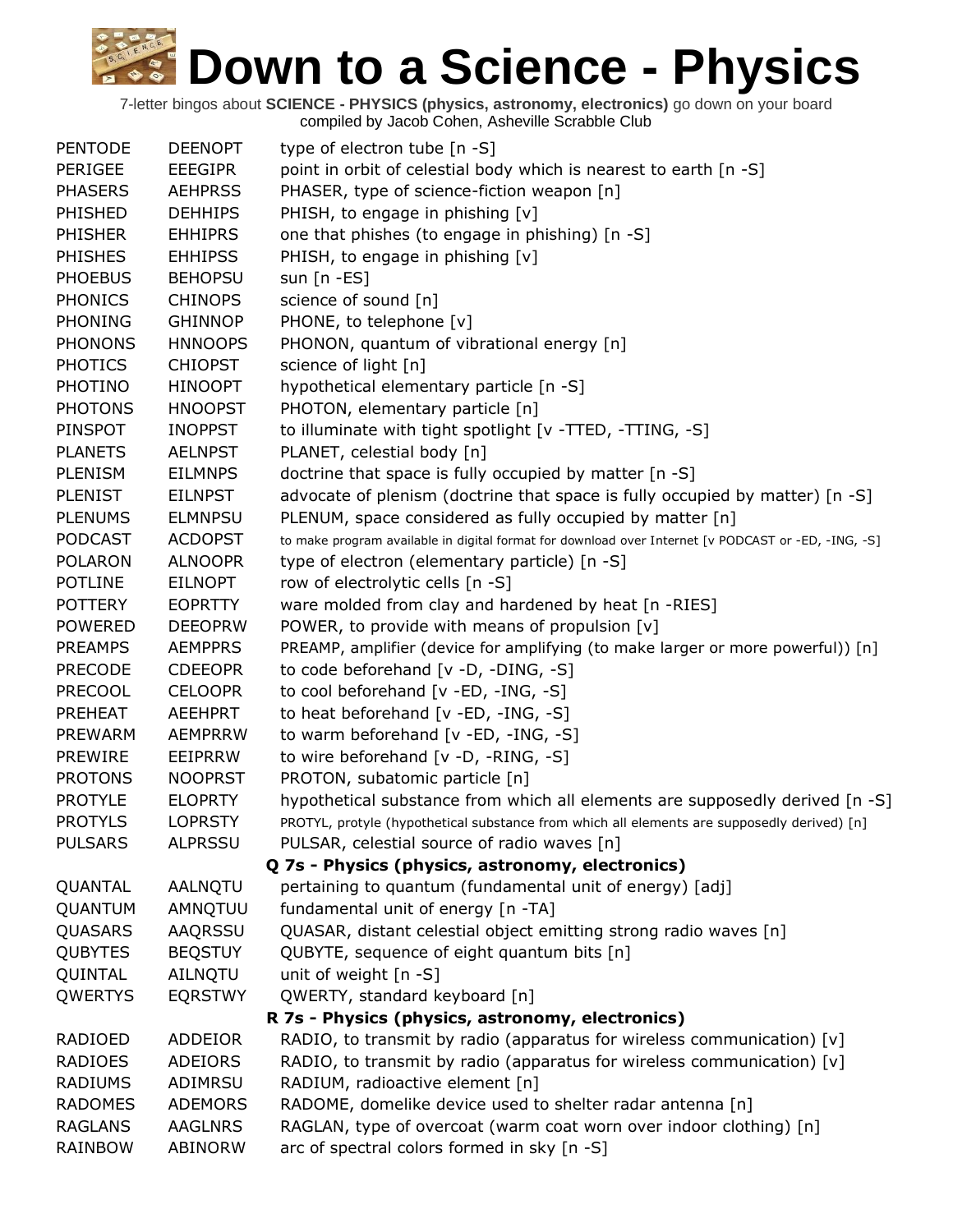# Down to a Science - Physics

7-letter bingos about **SCIENCE - PHYSICS (physics, astronomy, electronics)** go down on your board
compiled by Jacob Cohen, Asheville Scrabble Club

| | | |
|---|---|---|
| PENTODE | DEENOPT | type of electron tube [n -S] |
| PERIGEE | EEEGIPR | point in orbit of celestial body which is nearest to earth [n -S] |
| PHASERS | AEHPRSS | PHASER, type of science-fiction weapon [n] |
| PHISHED | DEHHIPS | PHISH, to engage in phishing [v] |
| PHISHER | EHHIPRS | one that phishes (to engage in phishing) [n -S] |
| PHISHES | EHHIPSS | PHISH, to engage in phishing [v] |
| PHOEBUS | BEHOPSU | sun [n -ES] |
| PHONICS | CHINOPS | science of sound [n] |
| PHONING | GHINNOP | PHONE, to telephone [v] |
| PHONONS | HNNOOPS | PHONON, quantum of vibrational energy [n] |
| PHOTICS | CHIOPST | science of light [n] |
| PHOTINO | HINOOPT | hypothetical elementary particle [n -S] |
| PHOTONS | HNOOPST | PHOTON, elementary particle [n] |
| PINSPOT | INOPPST | to illuminate with tight spotlight [v -TTED, -TTING, -S] |
| PLANETS | AELNPST | PLANET, celestial body [n] |
| PLENISM | EILMNPS | doctrine that space is fully occupied by matter [n -S] |
| PLENIST | EILNPST | advocate of plenism (doctrine that space is fully occupied by matter) [n -S] |
| PLENUMS | ELMNPSU | PLENUM, space considered as fully occupied by matter [n] |
| PODCAST | ACDOPST | to make program available in digital format for download over Internet [v PODCAST or -ED, -ING, -S] |
| POLARON | ALNOOPR | type of electron (elementary particle) [n -S] |
| POTLINE | EILNOPT | row of electrolytic cells [n -S] |
| POTTERY | EOPRTTY | ware molded from clay and hardened by heat [n -RIES] |
| POWERED | DEEOPRW | POWER, to provide with means of propulsion [v] |
| PREAMPS | AEMPPRS | PREAMP, amplifier (device for amplifying (to make larger or more powerful)) [n] |
| PRECODE | CDEEOPR | to code beforehand [v -D, -DING, -S] |
| PRECOOL | CELOOPR | to cool beforehand [v -ED, -ING, -S] |
| PREHEAT | AEEHPRT | to heat beforehand [v -ED, -ING, -S] |
| PREWARM | AEMPRRW | to warm beforehand [v -ED, -ING, -S] |
| PREWIRE | EEIPRRW | to wire beforehand [v -D, -RING, -S] |
| PROTONS | NOOPRST | PROTON, subatomic particle [n] |
| PROTYLE | ELOPRTY | hypothetical substance from which all elements are supposedly derived [n -S] |
| PROTYLS | LOPRSTY | PROTYL, protyle (hypothetical substance from which all elements are supposedly derived) [n] |
| PULSARS | ALPRSSU | PULSAR, celestial source of radio waves [n] |

### Q 7s - Physics (physics, astronomy, electronics)

| | | |
|---|---|---|
| QUANTAL | AALNQTU | pertaining to quantum (fundamental unit of energy) [adj] |
| QUANTUM | AMNQTUU | fundamental unit of energy [n -TA] |
| QUASARS | AAQRSSU | QUASAR, distant celestial object emitting strong radio waves [n] |
| QUBYTES | BEQSTUY | QUBYTE, sequence of eight quantum bits [n] |
| QUINTAL | AILNQTU | unit of weight [n -S] |
| QWERTYS | EQRSTWY | QWERTY, standard keyboard [n] |

### R 7s - Physics (physics, astronomy, electronics)

| | | |
|---|---|---|
| RADIOED | ADDEIOR | RADIO, to transmit by radio (apparatus for wireless communication) [v] |
| RADIOES | ADEIORS | RADIO, to transmit by radio (apparatus for wireless communication) [v] |
| RADIUMS | ADIMRSU | RADIUM, radioactive element [n] |
| RADOMES | ADEMORS | RADOME, domelike device used to shelter radar antenna [n] |
| RAGLANS | AAGLNRS | RAGLAN, type of overcoat (warm coat worn over indoor clothing) [n] |
| RAINBOW | ABINORW | arc of spectral colors formed in sky [n -S] |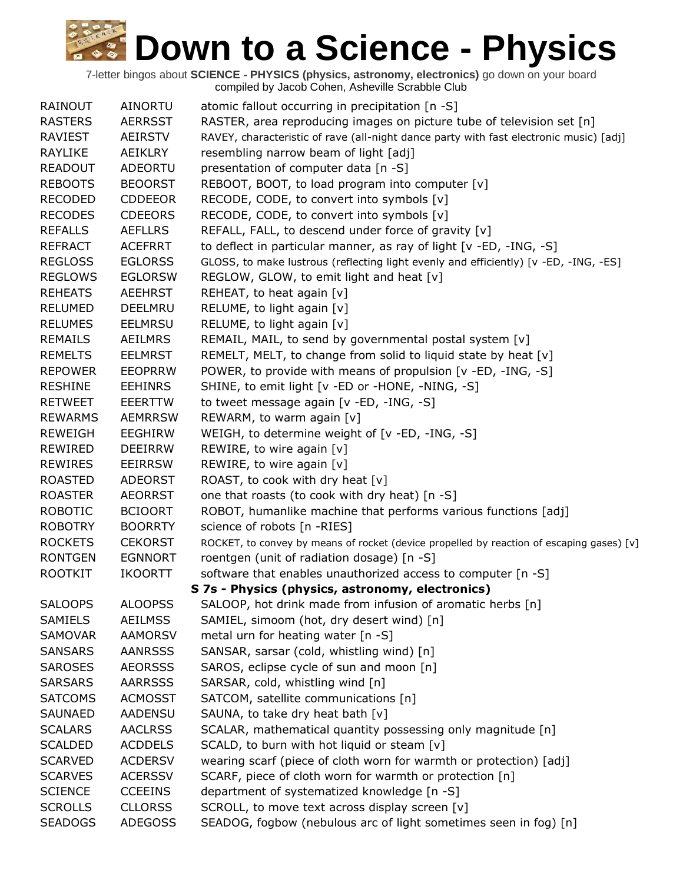# Down to a Science - Physics

7-letter bingos about **SCIENCE - PHYSICS (physics, astronomy, electronics)** go down on your board
compiled by Jacob Cohen, Asheville Scrabble Club

| | | |
|---|---|---|
| RAINOUT | AINORTU | atomic fallout occurring in precipitation [n -S] |
| RASTERS | AERRSST | RASTER, area reproducing images on picture tube of television set [n] |
| RAVIEST | AEIRSTV | RAVEY, characteristic of rave (all-night dance party with fast electronic music) [adj] |
| RAYLIKE | AEIKLRY | resembling narrow beam of light [adj] |
| READOUT | ADEORTU | presentation of computer data [n -S] |
| REBOOTS | BEOORST | REBOOT, BOOT, to load program into computer [v] |
| RECODED | CDDEEOR | RECODE, CODE, to convert into symbols [v] |
| RECODES | CDEEORS | RECODE, CODE, to convert into symbols [v] |
| REFALLS | AEFLLRS | REFALL, FALL, to descend under force of gravity [v] |
| REFRACT | ACEFRRT | to deflect in particular manner, as ray of light [v -ED, -ING, -S] |
| REGLOSS | EGLORSS | GLOSS, to make lustrous (reflecting light evenly and efficiently) [v -ED, -ING, -ES] |
| REGLOWS | EGLORSW | REGLOW, GLOW, to emit light and heat [v] |
| REHEATS | AEEHRST | REHEAT, to heat again [v] |
| RELUMED | DEELMRU | RELUME, to light again [v] |
| RELUMES | EELMRSU | RELUME, to light again [v] |
| REMAILS | AEILMRS | REMAIL, MAIL, to send by governmental postal system [v] |
| REMELTS | EELMRST | REMELT, MELT, to change from solid to liquid state by heat [v] |
| REPOWER | EEOPRRW | POWER, to provide with means of propulsion [v -ED, -ING, -S] |
| RESHINE | EEHINRS | SHINE, to emit light [v -ED or -HONE, -NING, -S] |
| RETWEET | EEERTTW | to tweet message again [v -ED, -ING, -S] |
| REWARMS | AEMRRSW | REWARM, to warm again [v] |
| REWEIGH | EEGHIRW | WEIGH, to determine weight of [v -ED, -ING, -S] |
| REWIRED | DEEIRRW | REWIRE, to wire again [v] |
| REWIRES | EEIRRSW | REWIRE, to wire again [v] |
| ROASTED | ADEORST | ROAST, to cook with dry heat [v] |
| ROASTER | AEORRST | one that roasts (to cook with dry heat) [n -S] |
| ROBOTIC | BCIOORT | ROBOT, humanlike machine that performs various functions [adj] |
| ROBOTRY | BOORRTY | science of robots [n -RIES] |
| ROCKETS | CEKORST | ROCKET, to convey by means of rocket (device propelled by reaction of escaping gases) [v] |
| RONTGEN | EGNNORT | roentgen (unit of radiation dosage) [n -S] |
| ROOTKIT | IKOORTT | software that enables unauthorized access to computer [n -S] |
| | | **S 7s - Physics (physics, astronomy, electronics)** |
| SALOOPS | ALOOPSS | SALOOP, hot drink made from infusion of aromatic herbs [n] |
| SAMIELS | AEILMSS | SAMIEL, simoom (hot, dry desert wind) [n] |
| SAMOVAR | AAMORSV | metal urn for heating water [n -S] |
| SANSARS | AANRSSS | SANSAR, sarsar (cold, whistling wind) [n] |
| SAROSES | AEORSSS | SAROS, eclipse cycle of sun and moon [n] |
| SARSARS | AARRSSS | SARSAR, cold, whistling wind [n] |
| SATCOMS | ACMOSST | SATCOM, satellite communications [n] |
| SAUNAED | AADENSU | SAUNA, to take dry heat bath [v] |
| SCALARS | AACLRSS | SCALAR, mathematical quantity possessing only magnitude [n] |
| SCALDED | ACDDELS | SCALD, to burn with hot liquid or steam [v] |
| SCARVED | ACDERSV | wearing scarf (piece of cloth worn for warmth or protection) [adj] |
| SCARVES | ACERSSV | SCARF, piece of cloth worn for warmth or protection [n] |
| SCIENCE | CCEEINS | department of systematized knowledge [n -S] |
| SCROLLS | CLLORSS | SCROLL, to move text across display screen [v] |
| SEADOGS | ADEGOSS | SEADOG, fogbow (nebulous arc of light sometimes seen in fog) [n] |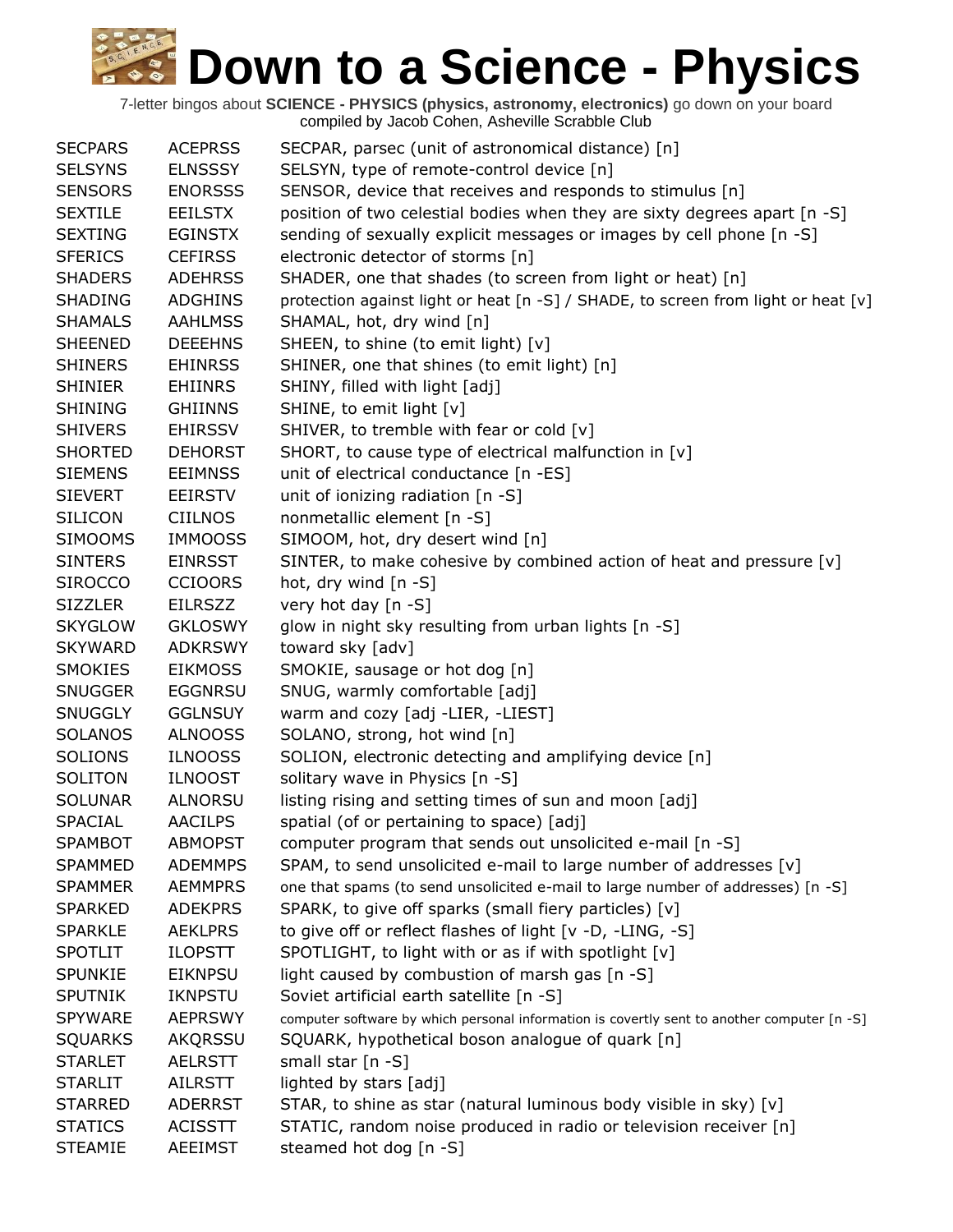# Down to a Science - Physics

7-letter bingos about **SCIENCE - PHYSICS (physics, astronomy, electronics)** go down on your board
compiled by Jacob Cohen, Asheville Scrabble Club

| | | |
|---|---|---|
| SECPARS | ACEPRSS | SECPAR, parsec (unit of astronomical distance) [n] |
| SELSYNS | ELNSSSY | SELSYN, type of remote-control device [n] |
| SENSORS | ENORSSS | SENSOR, device that receives and responds to stimulus [n] |
| SEXTILE | EEILSTX | position of two celestial bodies when they are sixty degrees apart [n -S] |
| SEXTING | EGINSTX | sending of sexually explicit messages or images by cell phone [n -S] |
| SFERICS | CEFIRSS | electronic detector of storms [n] |
| SHADERS | ADEHRSS | SHADER, one that shades (to screen from light or heat) [n] |
| SHADING | ADGHINS | protection against light or heat [n -S] / SHADE, to screen from light or heat [v] |
| SHAMALS | AAHLMSS | SHAMAL, hot, dry wind [n] |
| SHEENED | DEEEHNS | SHEEN, to shine (to emit light) [v] |
| SHINERS | EHINRSS | SHINER, one that shines (to emit light) [n] |
| SHINIER | EHIINRS | SHINY, filled with light [adj] |
| SHINING | GHIINNS | SHINE, to emit light [v] |
| SHIVERS | EHIRSSV | SHIVER, to tremble with fear or cold [v] |
| SHORTED | DEHORST | SHORT, to cause type of electrical malfunction in [v] |
| SIEMENS | EEIMNSS | unit of electrical conductance [n -ES] |
| SIEVERT | EEIRSTV | unit of ionizing radiation [n -S] |
| SILICON | CIILNOS | nonmetallic element [n -S] |
| SIMOOMS | IMMOOSS | SIMOOM, hot, dry desert wind [n] |
| SINTERS | EINRSST | SINTER, to make cohesive by combined action of heat and pressure [v] |
| SIROCCO | CCIOORS | hot, dry wind [n -S] |
| SIZZLER | EILRSZZ | very hot day [n -S] |
| SKYGLOW | GKLOSWY | glow in night sky resulting from urban lights [n -S] |
| SKYWARD | ADKRSWY | toward sky [adv] |
| SMOKIES | EIKMOSS | SMOKIE, sausage or hot dog [n] |
| SNUGGER | EGGNRSU | SNUG, warmly comfortable [adj] |
| SNUGGLY | GGLNSUY | warm and cozy [adj -LIER, -LIEST] |
| SOLANOS | ALNOOSS | SOLANO, strong, hot wind [n] |
| SOLIONS | ILNOOSS | SOLION, electronic detecting and amplifying device [n] |
| SOLITON | ILNOOST | solitary wave in Physics [n -S] |
| SOLUNAR | ALNORSU | listing rising and setting times of sun and moon [adj] |
| SPACIAL | AACILPS | spatial (of or pertaining to space) [adj] |
| SPAMBOT | ABMOPST | computer program that sends out unsolicited e-mail [n -S] |
| SPAMMED | ADEMMPS | SPAM, to send unsolicited e-mail to large number of addresses [v] |
| SPAMMER | AEMMPRS | one that spams (to send unsolicited e-mail to large number of addresses) [n -S] |
| SPARKED | ADEKPRS | SPARK, to give off sparks (small fiery particles) [v] |
| SPARKLE | AEKLPRS | to give off or reflect flashes of light [v -D, -LING, -S] |
| SPOTLIT | ILOPSTT | SPOTLIGHT, to light with or as if with spotlight [v] |
| SPUNKIE | EIKNPSU | light caused by combustion of marsh gas [n -S] |
| SPUTNIK | IKNPSTU | Soviet artificial earth satellite [n -S] |
| SPYWARE | AEPRSWY | computer software by which personal information is covertly sent to another computer [n -S] |
| SQUARKS | AKQRSSU | SQUARK, hypothetical boson analogue of quark [n] |
| STARLET | AELRSTT | small star [n -S] |
| STARLIT | AILRSTT | lighted by stars [adj] |
| STARRED | ADERRST | STAR, to shine as star (natural luminous body visible in sky) [v] |
| STATICS | ACISSTT | STATIC, random noise produced in radio or television receiver [n] |
| STEAMIE | AEEIMST | steamed hot dog [n -S] |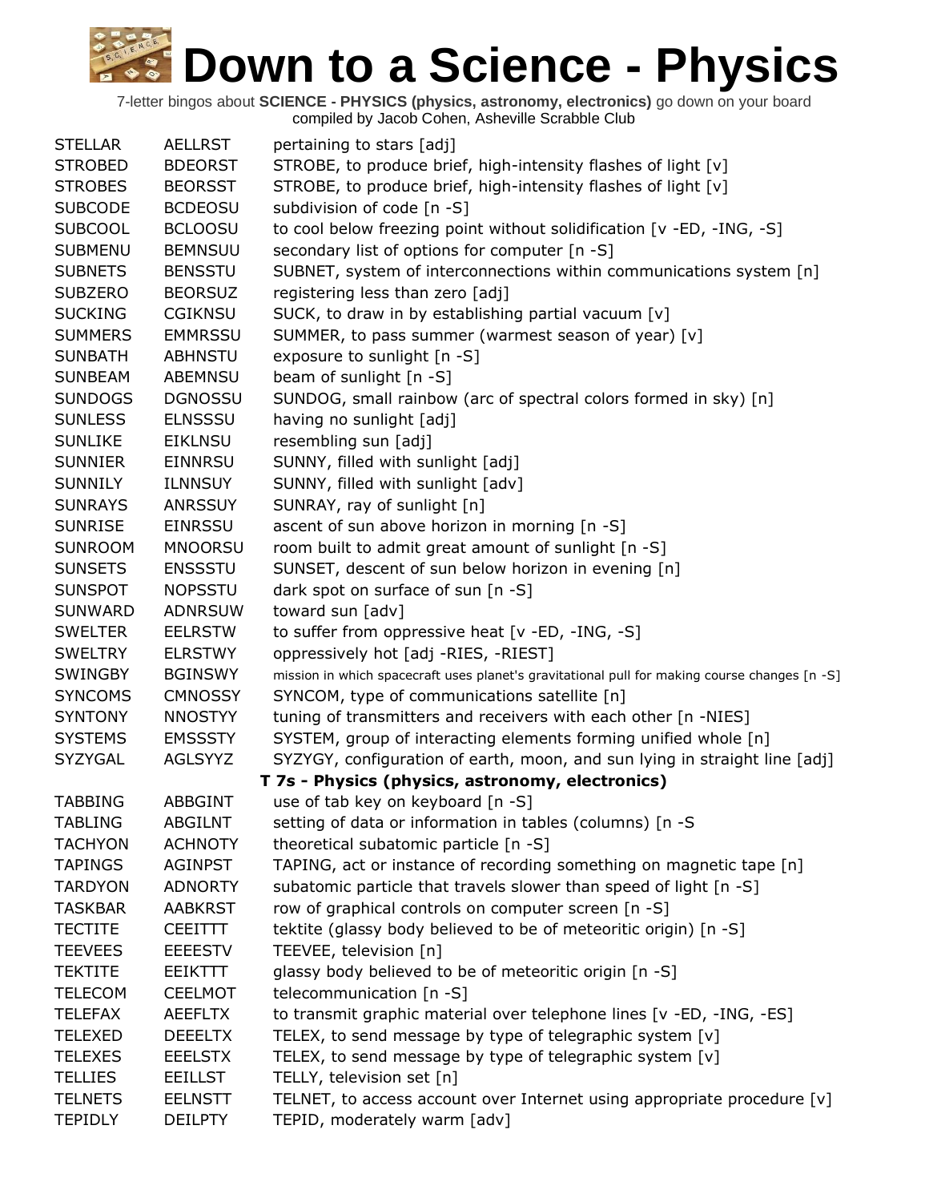# Down to a Science - Physics

7-letter bingos about **SCIENCE - PHYSICS (physics, astronomy, electronics)** go down on your board
compiled by Jacob Cohen, Asheville Scrabble Club

| | | |
|---|---|---|
| STELLAR | AELLRST | pertaining to stars [adj] |
| STROBED | BDEORST | STROBE, to produce brief, high-intensity flashes of light [v] |
| STROBES | BEORSST | STROBE, to produce brief, high-intensity flashes of light [v] |
| SUBCODE | BCDEOSU | subdivision of code [n -S] |
| SUBCOOL | BCLOOSU | to cool below freezing point without solidification [v -ED, -ING, -S] |
| SUBMENU | BEMNSUU | secondary list of options for computer [n -S] |
| SUBNETS | BENSSTU | SUBNET, system of interconnections within communications system [n] |
| SUBZERO | BEORSUZ | registering less than zero [adj] |
| SUCKING | CGIKNSU | SUCK, to draw in by establishing partial vacuum [v] |
| SUMMERS | EMMRSSU | SUMMER, to pass summer (warmest season of year) [v] |
| SUNBATH | ABHNSTU | exposure to sunlight [n -S] |
| SUNBEAM | ABEMNSU | beam of sunlight [n -S] |
| SUNDOGS | DGNOSSU | SUNDOG, small rainbow (arc of spectral colors formed in sky) [n] |
| SUNLESS | ELNSSSU | having no sunlight [adj] |
| SUNLIKE | EIKLNSU | resembling sun [adj] |
| SUNNIER | EINNRSU | SUNNY, filled with sunlight [adj] |
| SUNNILY | ILNNSUY | SUNNY, filled with sunlight [adv] |
| SUNRAYS | ANRSSUY | SUNRAY, ray of sunlight [n] |
| SUNRISE | EINRSSU | ascent of sun above horizon in morning [n -S] |
| SUNROOM | MNOORSU | room built to admit great amount of sunlight [n -S] |
| SUNSETS | ENSSSTU | SUNSET, descent of sun below horizon in evening [n] |
| SUNSPOT | NOPSSTU | dark spot on surface of sun [n -S] |
| SUNWARD | ADNRSUW | toward sun [adv] |
| SWELTER | EELRSTW | to suffer from oppressive heat [v -ED, -ING, -S] |
| SWELTRY | ELRSTWY | oppressively hot [adj -RIES, -RIEST] |
| SWINGBY | BGINSWY | mission in which spacecraft uses planet's gravitational pull for making course changes [n -S] |
| SYNCOMS | CMNOSSY | SYNCOM, type of communications satellite [n] |
| SYNTONY | NNOSTYY | tuning of transmitters and receivers with each other [n -NIES] |
| SYSTEMS | EMSSSTY | SYSTEM, group of interacting elements forming unified whole [n] |
| SYZYGAL | AGLSYYZ | SYZYGY, configuration of earth, moon, and sun lying in straight line [adj] |
| | | **T 7s - Physics (physics, astronomy, electronics)** |
| TABBING | ABBGINT | use of tab key on keyboard [n -S] |
| TABLING | ABGILNT | setting of data or information in tables (columns) [n -S |
| TACHYON | ACHNOTY | theoretical subatomic particle [n -S] |
| TAPINGS | AGINPST | TAPING, act or instance of recording something on magnetic tape [n] |
| TARDYON | ADNORTY | subatomic particle that travels slower than speed of light [n -S] |
| TASKBAR | AABKRST | row of graphical controls on computer screen [n -S] |
| TECTITE | CEEITTT | tektite (glassy body believed to be of meteoritic origin) [n -S] |
| TEEVEES | EEEESTV | TEEVEE, television [n] |
| TEKTITE | EEIKTTT | glassy body believed to be of meteoritic origin [n -S] |
| TELECOM | CEELMOT | telecommunication [n -S] |
| TELEFAX | AEEFLTX | to transmit graphic material over telephone lines [v -ED, -ING, -ES] |
| TELEXED | DEEELTX | TELEX, to send message by type of telegraphic system [v] |
| TELEXES | EEELSTX | TELEX, to send message by type of telegraphic system [v] |
| TELLIES | EEILLST | TELLY, television set [n] |
| TELNETS | EELNSTT | TELNET, to access account over Internet using appropriate procedure [v] |
| TEPIDLY | DEILPTY | TEPID, moderately warm [adv] |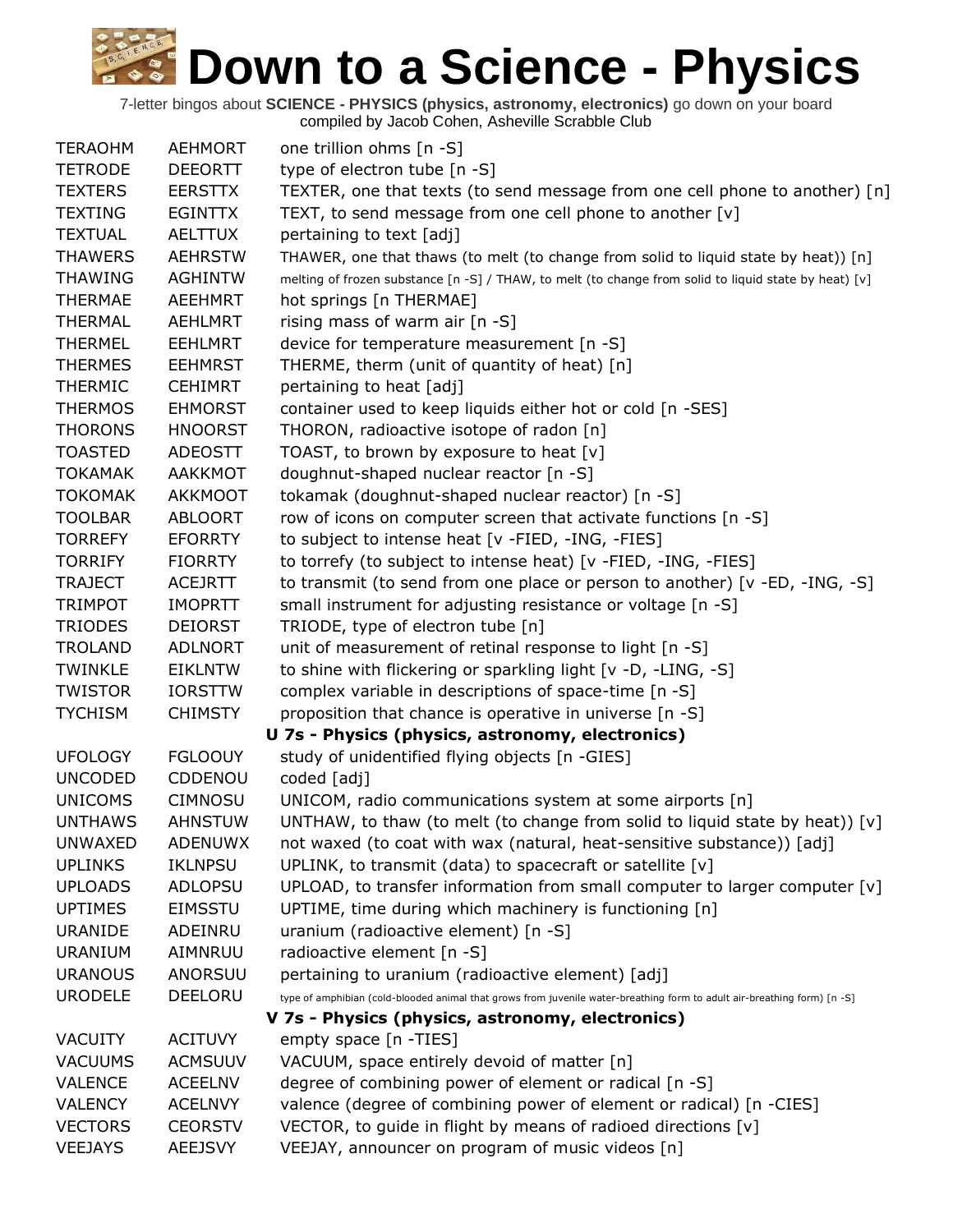# Down to a Science - Physics

7-letter bingos about **SCIENCE - PHYSICS (physics, astronomy, electronics)** go down on your board
compiled by Jacob Cohen, Asheville Scrabble Club

| | | |
|---|---|---|
| TERAOHM | AEHMORT | one trillion ohms [n -S] |
| TETRODE | DEEORTT | type of electron tube [n -S] |
| TEXTERS | EERSTTX | TEXTER, one that texts (to send message from one cell phone to another) [n] |
| TEXTING | EGINTTX | TEXT, to send message from one cell phone to another [v] |
| TEXTUAL | AELTTUX | pertaining to text [adj] |
| THAWERS | AEHRSTW | THAWER, one that thaws (to melt (to change from solid to liquid state by heat)) [n] |
| THAWING | AGHINTW | melting of frozen substance [n -S] / THAW, to melt (to change from solid to liquid state by heat) [v] |
| THERMAE | AEEHMRT | hot springs [n THERMAE] |
| THERMAL | AEHLMRT | rising mass of warm air [n -S] |
| THERMEL | EEHLMRT | device for temperature measurement [n -S] |
| THERMES | EEHMRST | THERME, therm (unit of quantity of heat) [n] |
| THERMIC | CEHIMRT | pertaining to heat [adj] |
| THERMOS | EHMORST | container used to keep liquids either hot or cold [n -SES] |
| THORONS | HNOORST | THORON, radioactive isotope of radon [n] |
| TOASTED | ADEOSTT | TOAST, to brown by exposure to heat [v] |
| TOKAMAK | AAKKMOT | doughnut-shaped nuclear reactor [n -S] |
| TOKOMAK | AKKMOOT | tokamak (doughnut-shaped nuclear reactor) [n -S] |
| TOOLBAR | ABLOORT | row of icons on computer screen that activate functions [n -S] |
| TORREFY | EFORRTY | to subject to intense heat [v -FIED, -ING, -FIES] |
| TORRIFY | FIORRTY | to torrefy (to subject to intense heat) [v -FIED, -ING, -FIES] |
| TRAJECT | ACEJRTT | to transmit (to send from one place or person to another) [v -ED, -ING, -S] |
| TRIMPOT | IMOPRTT | small instrument for adjusting resistance or voltage [n -S] |
| TRIODES | DEIORST | TRIODE, type of electron tube [n] |
| TROLAND | ADLNORT | unit of measurement of retinal response to light [n -S] |
| TWINKLE | EIKLNTW | to shine with flickering or sparkling light [v -D, -LING, -S] |
| TWISTOR | IORSTTW | complex variable in descriptions of space-time [n -S] |
| TYCHISM | CHIMSTY | proposition that chance is operative in universe [n -S] |

**U 7s - Physics (physics, astronomy, electronics)**

| | | |
|---|---|---|
| UFOLOGY | FGLOOUY | study of unidentified flying objects [n -GIES] |
| UNCODED | CDDENOU | coded [adj] |
| UNICOMS | CIMNOSU | UNICOM, radio communications system at some airports [n] |
| UNTHAWS | AHNSTUW | UNTHAW, to thaw (to melt (to change from solid to liquid state by heat)) [v] |
| UNWAXED | ADENUWX | not waxed (to coat with wax (natural, heat-sensitive substance)) [adj] |
| UPLINKS | IKLNPSU | UPLINK, to transmit (data) to spacecraft or satellite [v] |
| UPLOADS | ADLOPSU | UPLOAD, to transfer information from small computer to larger computer [v] |
| UPTIMES | EIMSSTU | UPTIME, time during which machinery is functioning [n] |
| URANIDE | ADEINRU | uranium (radioactive element) [n -S] |
| URANIUM | AIMNRUU | radioactive element [n -S] |
| URANOUS | ANORSUU | pertaining to uranium (radioactive element) [adj] |
| URODELE | DEELORU | type of amphibian (cold-blooded animal that grows from juvenile water-breathing form to adult air-breathing form) [n -S] |

**V 7s - Physics (physics, astronomy, electronics)**

| | | |
|---|---|---|
| VACUITY | ACITUVY | empty space [n -TIES] |
| VACUUMS | ACMSUUV | VACUUM, space entirely devoid of matter [n] |
| VALENCE | ACEELNV | degree of combining power of element or radical [n -S] |
| VALENCY | ACELNVY | valence (degree of combining power of element or radical) [n -CIES] |
| VECTORS | CEORSTV | VECTOR, to guide in flight by means of radioed directions [v] |
| VEEJAYS | AEEJSVY | VEEJAY, announcer on program of music videos [n] |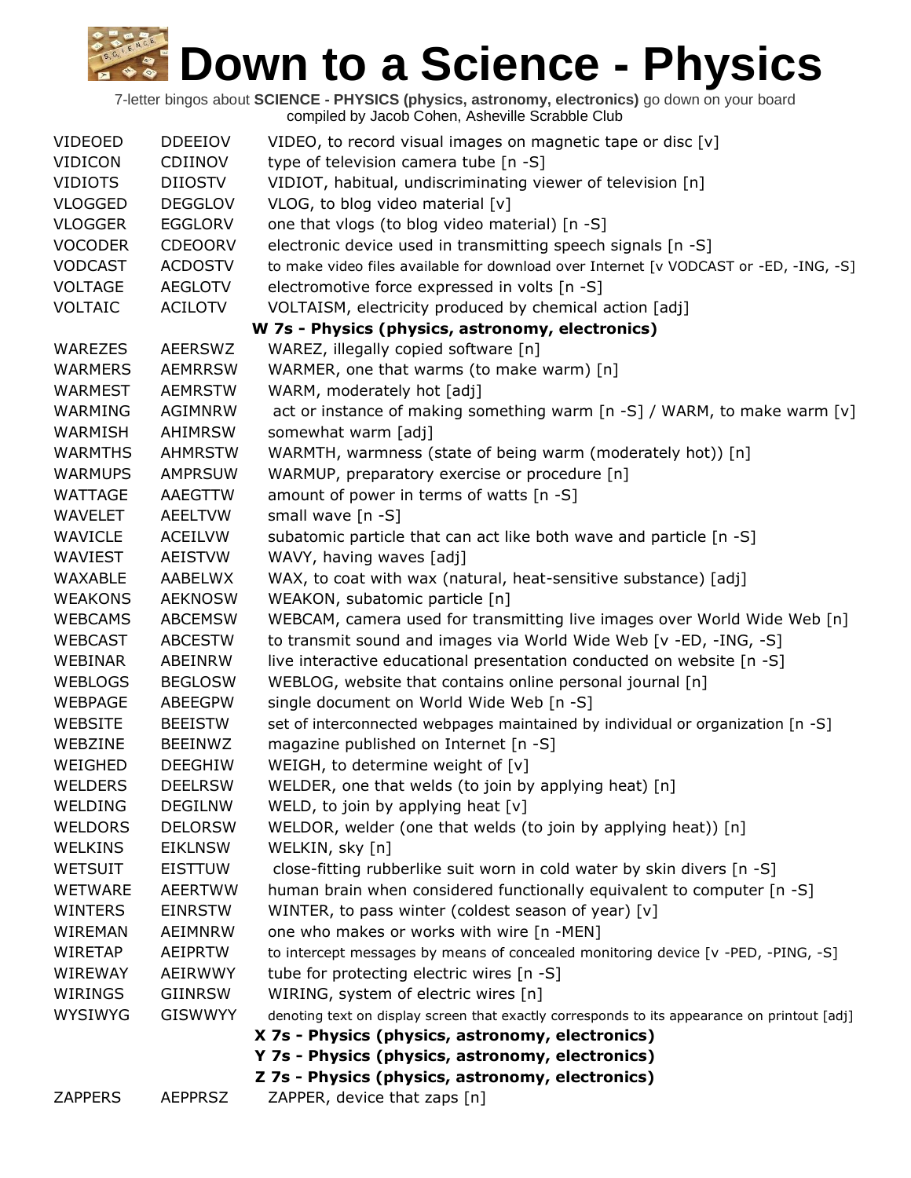# Down to a Science - Physics

7-letter bingos about **SCIENCE - PHYSICS (physics, astronomy, electronics)** go down on your board
compiled by Jacob Cohen, Asheville Scrabble Club

| | | |
|---|---|---|
| VIDEOED | DDEEIOV | VIDEO, to record visual images on magnetic tape or disc [v] |
| VIDICON | CDIINOV | type of television camera tube [n -S] |
| VIDIOTS | DIIOSTV | VIDIOT, habitual, undiscriminating viewer of television [n] |
| VLOGGED | DEGGLOV | VLOG, to blog video material [v] |
| VLOGGER | EGGLORV | one that vlogs (to blog video material) [n -S] |
| VOCODER | CDEOORV | electronic device used in transmitting speech signals [n -S] |
| VODCAST | ACDOSTV | to make video files available for download over Internet [v VODCAST or -ED, -ING, -S] |
| VOLTAGE | AEGLOTV | electromotive force expressed in volts [n -S] |
| VOLTAIC | ACILOTV | VOLTAISM, electricity produced by chemical action [adj] |
| | | **W 7s - Physics (physics, astronomy, electronics)** |
| WAREZES | AEERSWZ | WAREZ, illegally copied software [n] |
| WARMERS | AEMRRSW | WARMER, one that warms (to make warm) [n] |
| WARMEST | AEMRSTW | WARM, moderately hot [adj] |
| WARMING | AGIMNRW | act or instance of making something warm [n -S] / WARM, to make warm [v] |
| WARMISH | AHIMRSW | somewhat warm [adj] |
| WARMTHS | AHMRSTW | WARMTH, warmness (state of being warm (moderately hot)) [n] |
| WARMUPS | AMPRSUW | WARMUP, preparatory exercise or procedure [n] |
| WATTAGE | AAEGTTW | amount of power in terms of watts [n -S] |
| WAVELET | AEELTVW | small wave [n -S] |
| WAVICLE | ACEILVW | subatomic particle that can act like both wave and particle [n -S] |
| WAVIEST | AEISTVW | WAVY, having waves [adj] |
| WAXABLE | AABELWX | WAX, to coat with wax (natural, heat-sensitive substance) [adj] |
| WEAKONS | AEKNOSW | WEAKON, subatomic particle [n] |
| WEBCAMS | ABCEMSW | WEBCAM, camera used for transmitting live images over World Wide Web [n] |
| WEBCAST | ABCESTW | to transmit sound and images via World Wide Web [v -ED, -ING, -S] |
| WEBINAR | ABEINRW | live interactive educational presentation conducted on website [n -S] |
| WEBLOGS | BEGLOSW | WEBLOG, website that contains online personal journal [n] |
| WEBPAGE | ABEEGPW | single document on World Wide Web [n -S] |
| WEBSITE | BEEISTW | set of interconnected webpages maintained by individual or organization [n -S] |
| WEBZINE | BEEINWZ | magazine published on Internet [n -S] |
| WEIGHED | DEEGHIW | WEIGH, to determine weight of [v] |
| WELDERS | DEELRSW | WELDER, one that welds (to join by applying heat) [n] |
| WELDING | DEGILNW | WELD, to join by applying heat [v] |
| WELDORS | DELORSW | WELDOR, welder (one that welds (to join by applying heat)) [n] |
| WELKINS | EIKLNSW | WELKIN, sky [n] |
| WETSUIT | EISTTUW | close-fitting rubberlike suit worn in cold water by skin divers [n -S] |
| WETWARE | AEERTWW | human brain when considered functionally equivalent to computer [n -S] |
| WINTERS | EINRSTW | WINTER, to pass winter (coldest season of year) [v] |
| WIREMAN | AEIMNRW | one who makes or works with wire [n -MEN] |
| WIRETAP | AEIPRTW | to intercept messages by means of concealed monitoring device [v -PED, -PING, -S] |
| WIREWAY | AEIRWWY | tube for protecting electric wires [n -S] |
| WIRINGS | GIINRSW | WIRING, system of electric wires [n] |
| WYSIWYG | GISWWYY | denoting text on display screen that exactly corresponds to its appearance on printout [adj] |
| | | **X 7s - Physics (physics, astronomy, electronics)** |
| | | **Y 7s - Physics (physics, astronomy, electronics)** |
| | | **Z 7s - Physics (physics, astronomy, electronics)** |
| ZAPPERS | AEPPRSZ | ZAPPER, device that zaps [n] |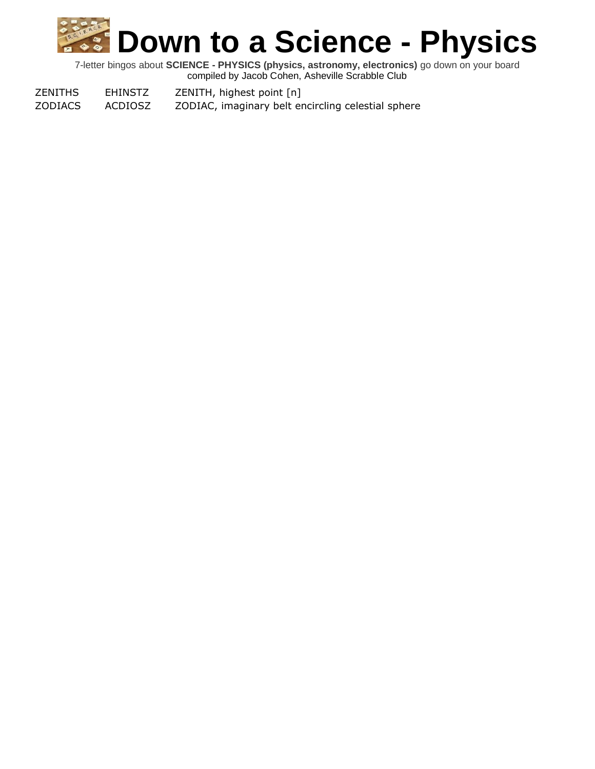# Down to a Science - Physics

7-letter bingos about **SCIENCE - PHYSICS (physics, astronomy, electronics)** go down on your board
compiled by Jacob Cohen, Asheville Scrabble Club

| | | |
|---|---|---|
| ZENITHS | EHINSTZ | ZENITH, highest point [n] |
| ZODIACS | ACDIOSZ | ZODIAC, imaginary belt encircling celestial sphere |